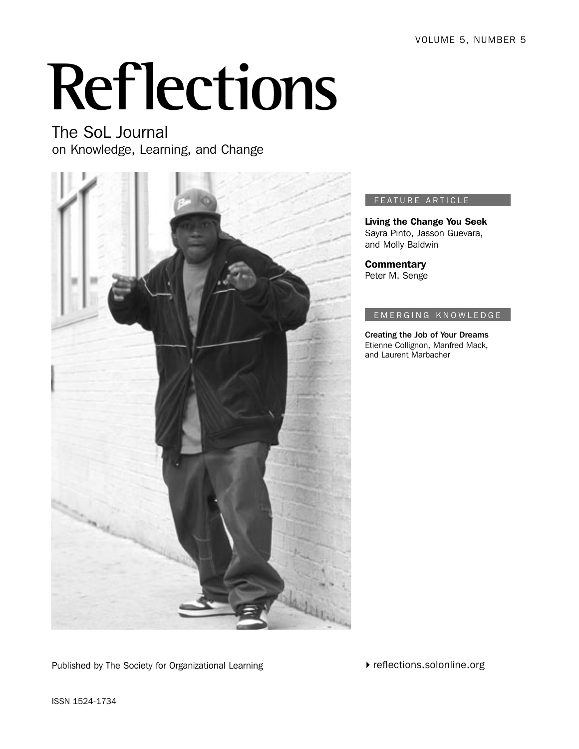VOLUME 5, NUMBER 5

# Reflections

## The SoL Journal
on Knowledge, Learning, and Change

FEATURE ARTICLE

**Living the Change You Seek**
Sayra Pinto, Jasson Guevara, and Molly Baldwin

**Commentary**
Peter M. Senge

EMERGING KNOWLEDGE

**Creating the Job of Your Dreams**
Etienne Collignon, Manfred Mack, and Laurent Marbacher

Published by The Society for Organizational Learning

reflections.solonline.org

ISSN 1524-1734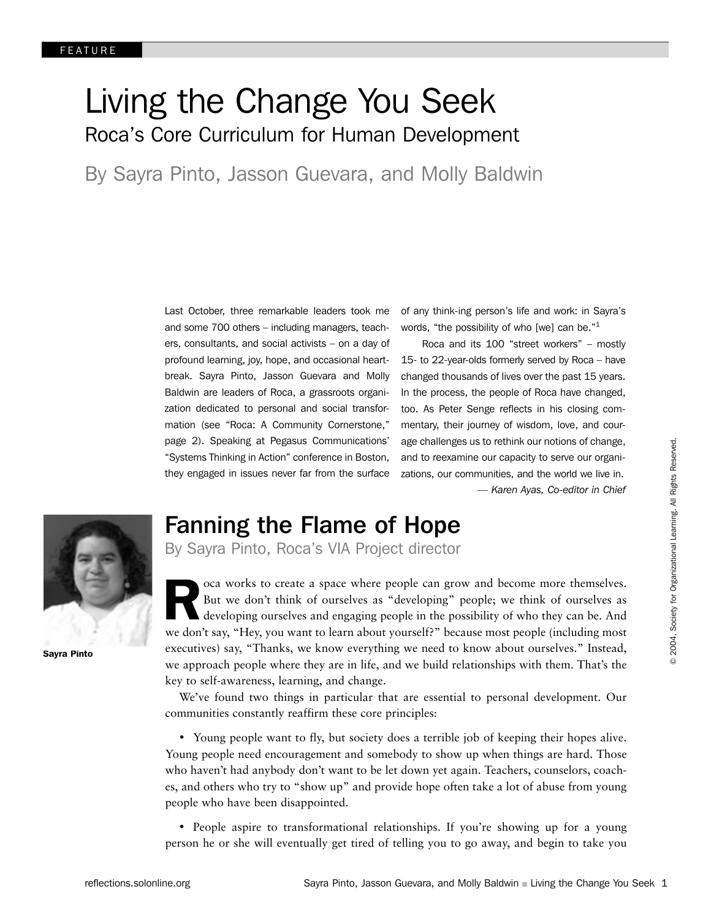FEATURE

# Living the Change You Seek

## Roca's Core Curriculum for Human Development

### By Sayra Pinto, Jasson Guevara, and Molly Baldwin

Last October, three remarkable leaders took me and some 700 others – including managers, teachers, consultants, and social activists – on a day of profound learning, joy, hope, and occasional heartbreak. Sayra Pinto, Jasson Guevara and Molly Baldwin are leaders of Roca, a grassroots organization dedicated to personal and social transformation (see "Roca: A Community Cornerstone," page 2). Speaking at Pegasus Communications' "Systems Thinking in Action" conference in Boston, they engaged in issues never far from the surface of any think-ing person's life and work: in Sayra's words, "the possibility of who [we] can be."[1]

Roca and its 100 "street workers" – mostly 15- to 22-year-olds formerly served by Roca – have changed thousands of lives over the past 15 years. In the process, the people of Roca have changed, too. As Peter Senge reflects in his closing commentary, their journey of wisdom, love, and courage challenges us to rethink our notions of change, and to reexamine our capacity to serve our organizations, our communities, and the world we live in.

— *Karen Ayas, Co-editor in Chief*

## Fanning the Flame of Hope

By Sayra Pinto, Roca's VIA Project director

**Sayra Pinto**

Roca works to create a space where people can grow and become more themselves. But we don't think of ourselves as "developing" people; we think of ourselves as developing ourselves and engaging people in the possibility of who they can be. And we don't say, "Hey, you want to learn about yourself?" because most people (including most executives) say, "Thanks, we know everything we need to know about ourselves." Instead, we approach people where they are in life, and we build relationships with them. That's the key to self-awareness, learning, and change.

We've found two things in particular that are essential to personal development. Our communities constantly reaffirm these core principles:

- Young people want to fly, but society does a terrible job of keeping their hopes alive. Young people need encouragement and somebody to show up when things are hard. Those who haven't had anybody don't want to be let down yet again. Teachers, counselors, coaches, and others who try to "show up" and provide hope often take a lot of abuse from young people who have been disappointed.

- People aspire to transformational relationships. If you're showing up for a young person he or she will eventually get tired of telling you to go away, and begin to take you

© 2004, Society for Organizational Learning. All Rights Reserved.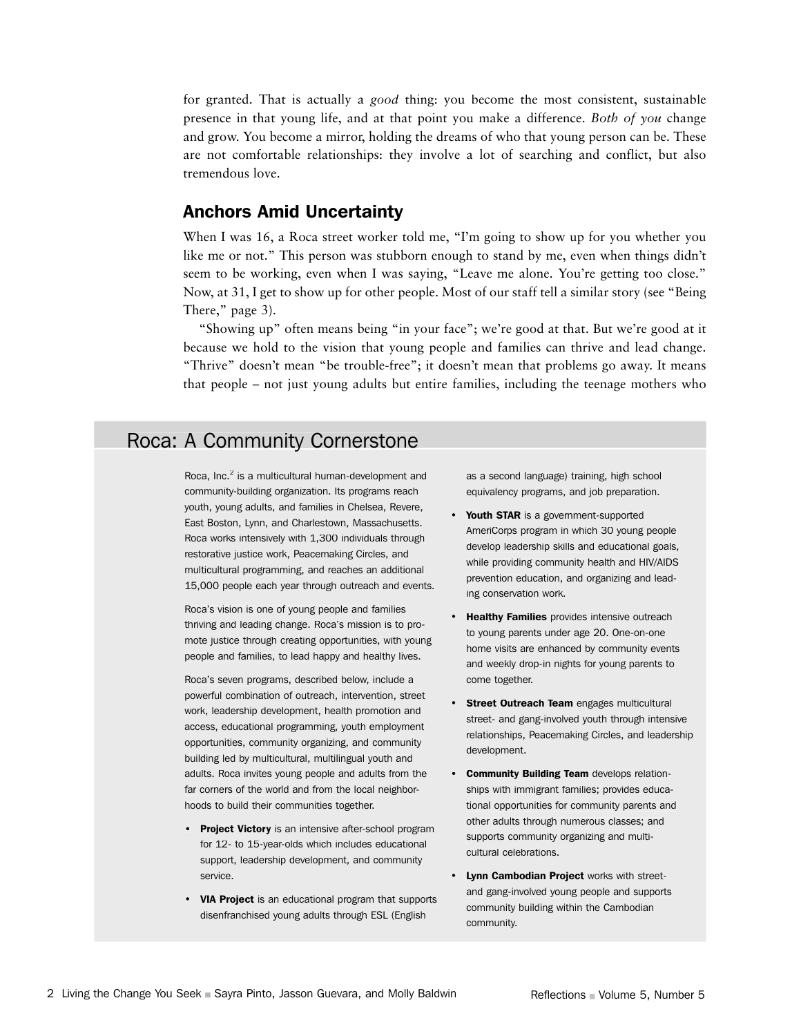for granted. That is actually a *good* thing: you become the most consistent, sustainable presence in that young life, and at that point you make a difference. *Both of you* change and grow. You become a mirror, holding the dreams of who that young person can be. These are not comfortable relationships: they involve a lot of searching and conflict, but also tremendous love.

## Anchors Amid Uncertainty

When I was 16, a Roca street worker told me, "I'm going to show up for you whether you like me or not." This person was stubborn enough to stand by me, even when things didn't seem to be working, even when I was saying, "Leave me alone. You're getting too close." Now, at 31, I get to show up for other people. Most of our staff tell a similar story (see "Being There," page 3).

"Showing up" often means being "in your face"; we're good at that. But we're good at it because we hold to the vision that young people and families can thrive and lead change. "Thrive" doesn't mean "be trouble-free"; it doesn't mean that problems go away. It means that people – not just young adults but entire families, including the teenage mothers who

## Roca: A Community Cornerstone

Roca, Inc.[2] is a multicultural human-development and community-building organization. Its programs reach youth, young adults, and families in Chelsea, Revere, East Boston, Lynn, and Charlestown, Massachusetts. Roca works intensively with 1,300 individuals through restorative justice work, Peacemaking Circles, and multicultural programming, and reaches an additional 15,000 people each year through outreach and events.

Roca's vision is one of young people and families thriving and leading change. Roca's mission is to promote justice through creating opportunities, with young people and families, to lead happy and healthy lives.

Roca's seven programs, described below, include a powerful combination of outreach, intervention, street work, leadership development, health promotion and access, educational programming, youth employment opportunities, community organizing, and community building led by multicultural, multilingual youth and adults. Roca invites young people and adults from the far corners of the world and from the local neighborhoods to build their communities together.

- **Project Victory** is an intensive after-school program for 12- to 15-year-olds which includes educational support, leadership development, and community service.
- **VIA Project** is an educational program that supports disenfranchised young adults through ESL (English as a second language) training, high school equivalency programs, and job preparation.
- **Youth STAR** is a government-supported AmeriCorps program in which 30 young people develop leadership skills and educational goals, while providing community health and HIV/AIDS prevention education, and organizing and leading conservation work.
- **Healthy Families** provides intensive outreach to young parents under age 20. One-on-one home visits are enhanced by community events and weekly drop-in nights for young parents to come together.
- **Street Outreach Team** engages multicultural street- and gang-involved youth through intensive relationships, Peacemaking Circles, and leadership development.
- **Community Building Team** develops relationships with immigrant families; provides educational opportunities for community parents and other adults through numerous classes; and supports community organizing and multicultural celebrations.
- **Lynn Cambodian Project** works with street- and gang-involved young people and supports community building within the Cambodian community.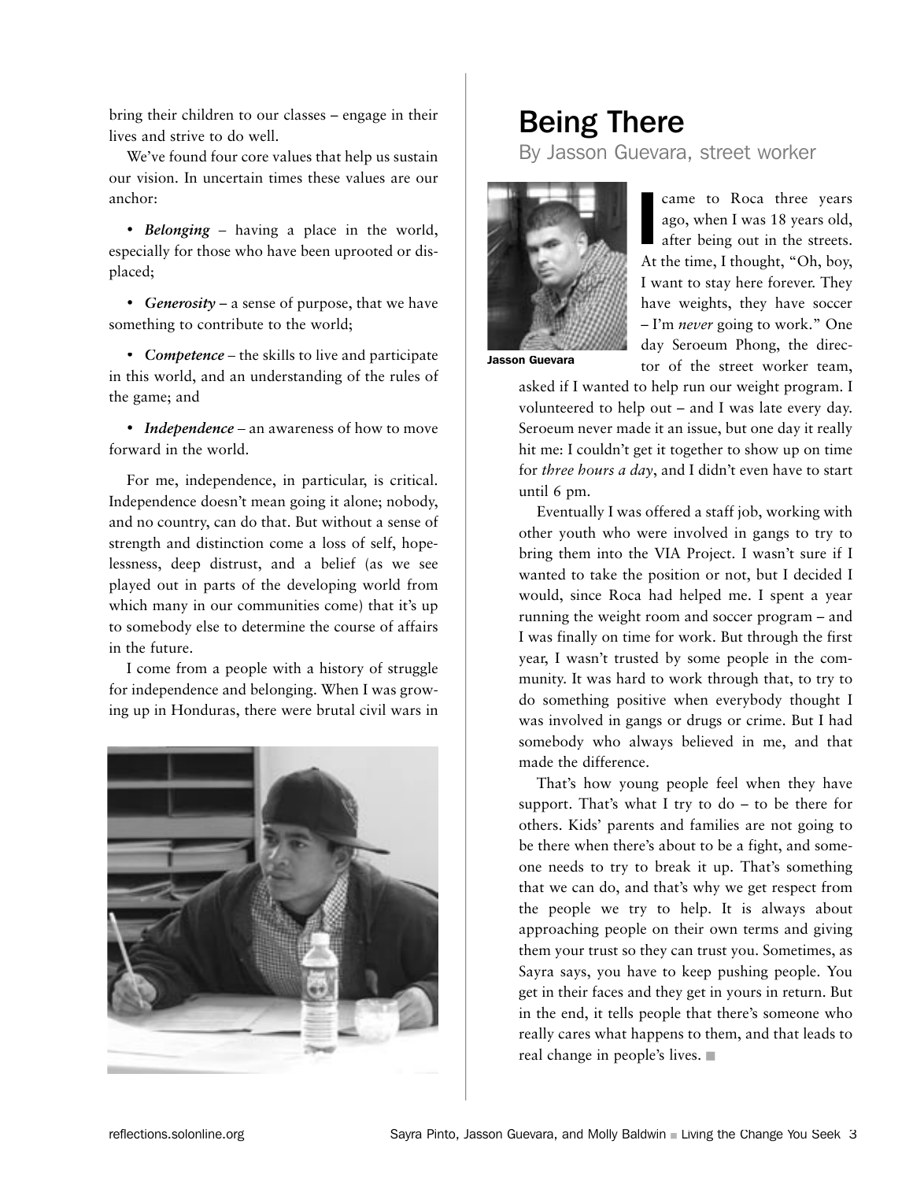bring their children to our classes – engage in their lives and strive to do well.

We've found four core values that help us sustain our vision. In uncertain times these values are our anchor:

- ***Belonging*** – having a place in the world, especially for those who have been uprooted or displaced;
- ***Generosity*** – a sense of purpose, that we have something to contribute to the world;
- ***Competence*** – the skills to live and participate in this world, and an understanding of the rules of the game; and
- ***Independence*** – an awareness of how to move forward in the world.

For me, independence, in particular, is critical. Independence doesn't mean going it alone; nobody, and no country, can do that. But without a sense of strength and distinction come a loss of self, hopelessness, deep distrust, and a belief (as we see played out in parts of the developing world from which many in our communities come) that it's up to somebody else to determine the course of affairs in the future.

I come from a people with a history of struggle for independence and belonging. When I was growing up in Honduras, there were brutal civil wars in

## Being There

By Jasson Guevara, street worker

**Jasson Guevara**

I came to Roca three years ago, when I was 18 years old, after being out in the streets. At the time, I thought, "Oh, boy, I want to stay here forever. They have weights, they have soccer – I'm *never* going to work." One day Seroeum Phong, the director of the street worker team, asked if I wanted to help run our weight program. I volunteered to help out – and I was late every day. Seroeum never made it an issue, but one day it really hit me: I couldn't get it together to show up on time for *three hours a day*, and I didn't even have to start until 6 pm.

Eventually I was offered a staff job, working with other youth who were involved in gangs to try to bring them into the VIA Project. I wasn't sure if I wanted to take the position or not, but I decided I would, since Roca had helped me. I spent a year running the weight room and soccer program – and I was finally on time for work. But through the first year, I wasn't trusted by some people in the community. It was hard to work through that, to try to do something positive when everybody thought I was involved in gangs or drugs or crime. But I had somebody who always believed in me, and that made the difference.

That's how young people feel when they have support. That's what I try to do – to be there for others. Kids' parents and families are not going to be there when there's about to be a fight, and someone needs to try to break it up. That's something that we can do, and that's why we get respect from the people we try to help. It is always about approaching people on their own terms and giving them your trust so they can trust you. Sometimes, as Sayra says, you have to keep pushing people. You get in their faces and they get in yours in return. But in the end, it tells people that there's someone who really cares what happens to them, and that leads to real change in people's lives. ■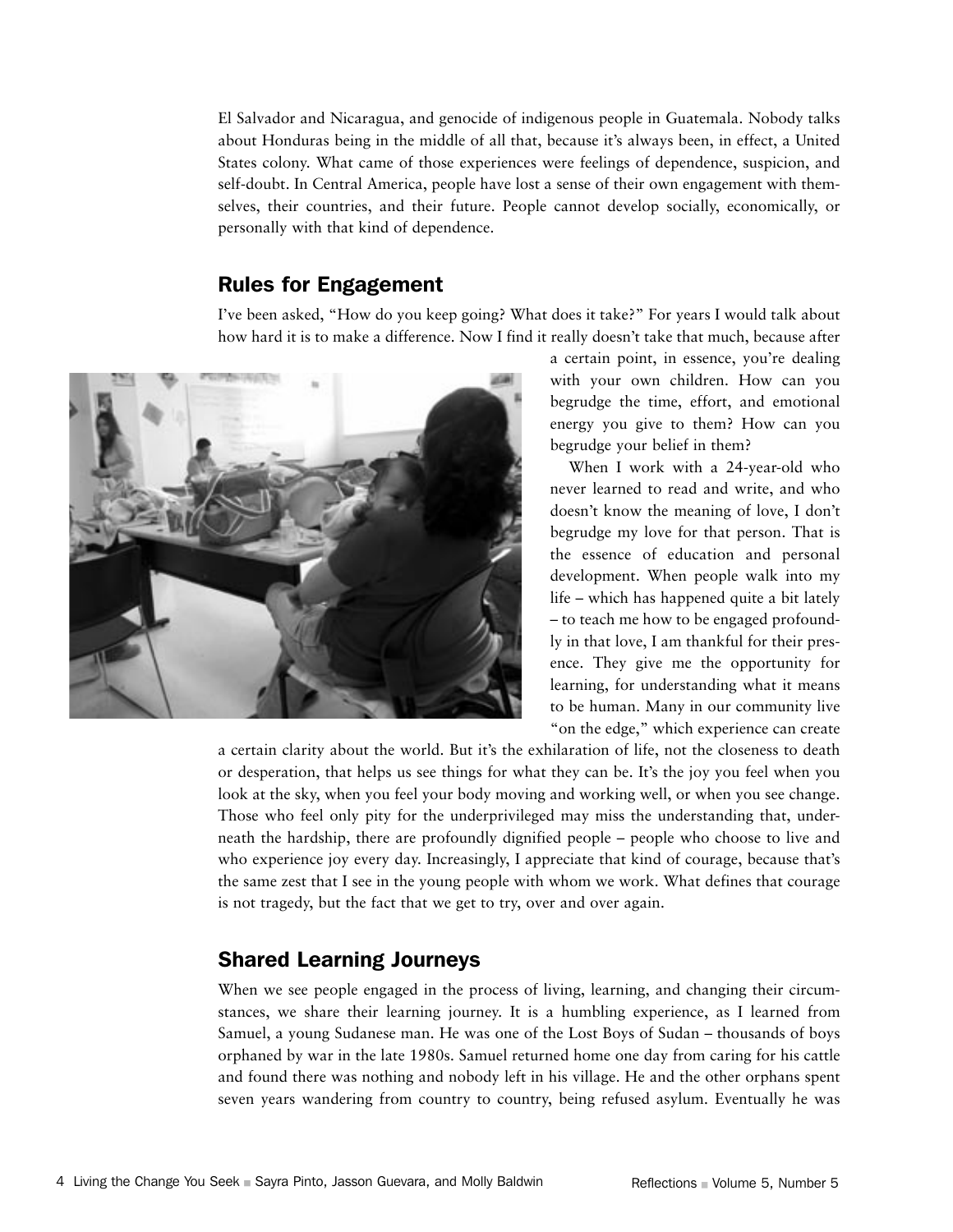El Salvador and Nicaragua, and genocide of indigenous people in Guatemala. Nobody talks about Honduras being in the middle of all that, because it's always been, in effect, a United States colony. What came of those experiences were feelings of dependence, suspicion, and self-doubt. In Central America, people have lost a sense of their own engagement with themselves, their countries, and their future. People cannot develop socially, economically, or personally with that kind of dependence.

## Rules for Engagement

I've been asked, "How do you keep going? What does it take?" For years I would talk about how hard it is to make a difference. Now I find it really doesn't take that much, because after a certain point, in essence, you're dealing with your own children. How can you begrudge the time, effort, and emotional energy you give to them? How can you begrudge your belief in them?

When I work with a 24-year-old who never learned to read and write, and who doesn't know the meaning of love, I don't begrudge my love for that person. That is the essence of education and personal development. When people walk into my life – which has happened quite a bit lately – to teach me how to be engaged profoundly in that love, I am thankful for their presence. They give me the opportunity for learning, for understanding what it means to be human. Many in our community live "on the edge," which experience can create a certain clarity about the world. But it's the exhilaration of life, not the closeness to death or desperation, that helps us see things for what they can be. It's the joy you feel when you look at the sky, when you feel your body moving and working well, or when you see change. Those who feel only pity for the underprivileged may miss the understanding that, underneath the hardship, there are profoundly dignified people – people who choose to live and who experience joy every day. Increasingly, I appreciate that kind of courage, because that's the same zest that I see in the young people with whom we work. What defines that courage is not tragedy, but the fact that we get to try, over and over again.

## Shared Learning Journeys

When we see people engaged in the process of living, learning, and changing their circumstances, we share their learning journey. It is a humbling experience, as I learned from Samuel, a young Sudanese man. He was one of the Lost Boys of Sudan – thousands of boys orphaned by war in the late 1980s. Samuel returned home one day from caring for his cattle and found there was nothing and nobody left in his village. He and the other orphans spent seven years wandering from country to country, being refused asylum. Eventually he was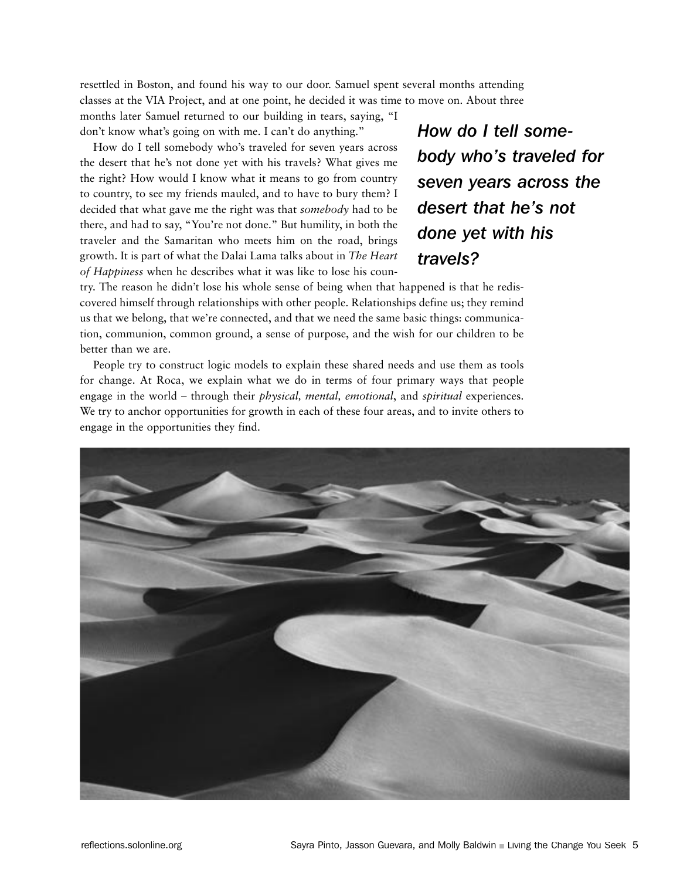resettled in Boston, and found his way to our door. Samuel spent several months attending classes at the VIA Project, and at one point, he decided it was time to move on. About three months later Samuel returned to our building in tears, saying, "I don't know what's going on with me. I can't do anything."

How do I tell somebody who's traveled for seven years across the desert that he's not done yet with his travels? What gives me the right? How would I know what it means to go from country to country, to see my friends mauled, and to have to bury them? I decided that what gave me the right was that *somebody* had to be there, and had to say, "You're not done." But humility, in both the traveler and the Samaritan who meets him on the road, brings growth. It is part of what the Dalai Lama talks about in *The Heart of Happiness* when he describes what it was like to lose his country. The reason he didn't lose his whole sense of being when that happened is that he rediscovered himself through relationships with other people. Relationships define us; they remind us that we belong, that we're connected, and that we need the same basic things: communication, communion, common ground, a sense of purpose, and the wish for our children to be better than we are.

***How do I tell somebody who's traveled for seven years across the desert that he's not done yet with his travels?***

People try to construct logic models to explain these shared needs and use them as tools for change. At Roca, we explain what we do in terms of four primary ways that people engage in the world – through their *physical, mental, emotional*, and *spiritual* experiences. We try to anchor opportunities for growth in each of these four areas, and to invite others to engage in the opportunities they find.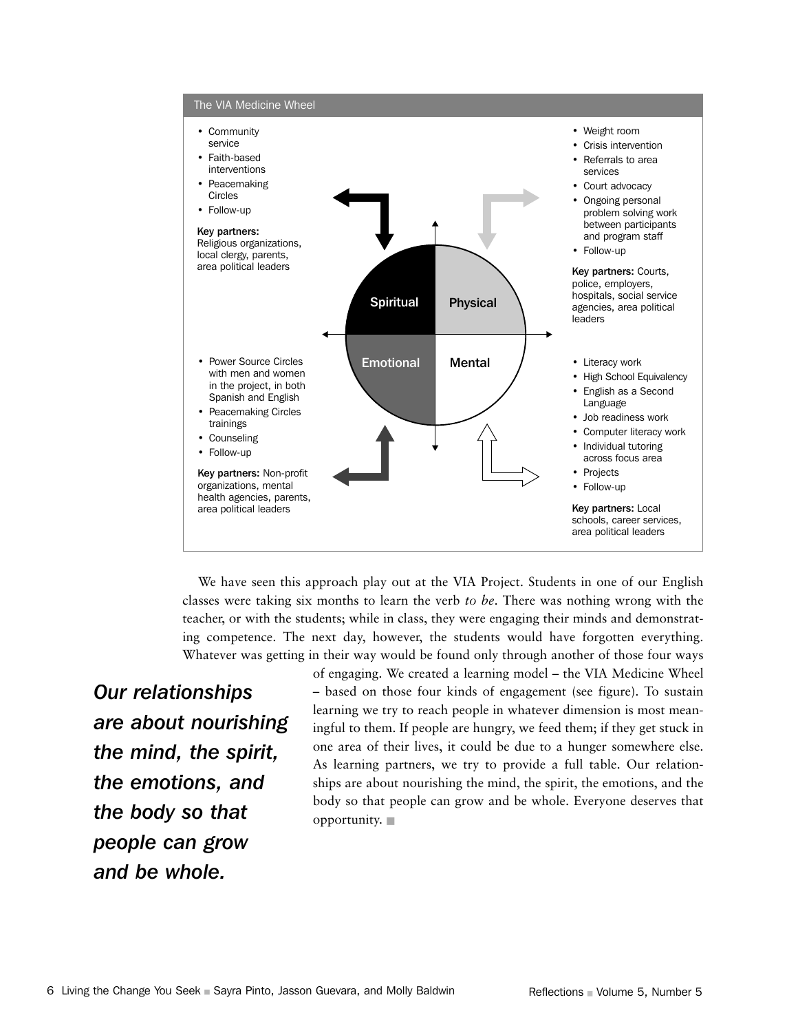## The VIA Medicine Wheel

**Spiritual**

- Community service
- Faith-based interventions
- Peacemaking Circles
- Follow-up

**Key partners:** Religious organizations, local clergy, parents, area political leaders

**Physical**

- Weight room
- Crisis intervention
- Referrals to area services
- Court advocacy
- Ongoing personal problem solving work between participants and program staff
- Follow-up

**Key partners:** Courts, police, employers, hospitals, social service agencies, area political leaders

**Emotional**

- Power Source Circles with men and women in the project, in both Spanish and English
- Peacemaking Circles trainings
- Counseling
- Follow-up

**Key partners:** Non-profit organizations, mental health agencies, parents, area political leaders

**Mental**

- Literacy work
- High School Equivalency
- English as a Second Language
- Job readiness work
- Computer literacy work
- Individual tutoring across focus area
- Projects
- Follow-up

**Key partners:** Local schools, career services, area political leaders

We have seen this approach play out at the VIA Project. Students in one of our English classes were taking six months to learn the verb *to be*. There was nothing wrong with the teacher, or with the students; while in class, they were engaging their minds and demonstrating competence. The next day, however, the students would have forgotten everything. Whatever was getting in their way would be found only through another of those four ways of engaging. We created a learning model – the VIA Medicine Wheel – based on those four kinds of engagement (see figure). To sustain learning we try to reach people in whatever dimension is most meaningful to them. If people are hungry, we feed them; if they get stuck in one area of their lives, it could be due to a hunger somewhere else. As learning partners, we try to provide a full table. Our relationships are about nourishing the mind, the spirit, the emotions, and the body so that people can grow and be whole. Everyone deserves that opportunity. ■

***Our relationships are about nourishing the mind, the spirit, the emotions, and the body so that people can grow and be whole.***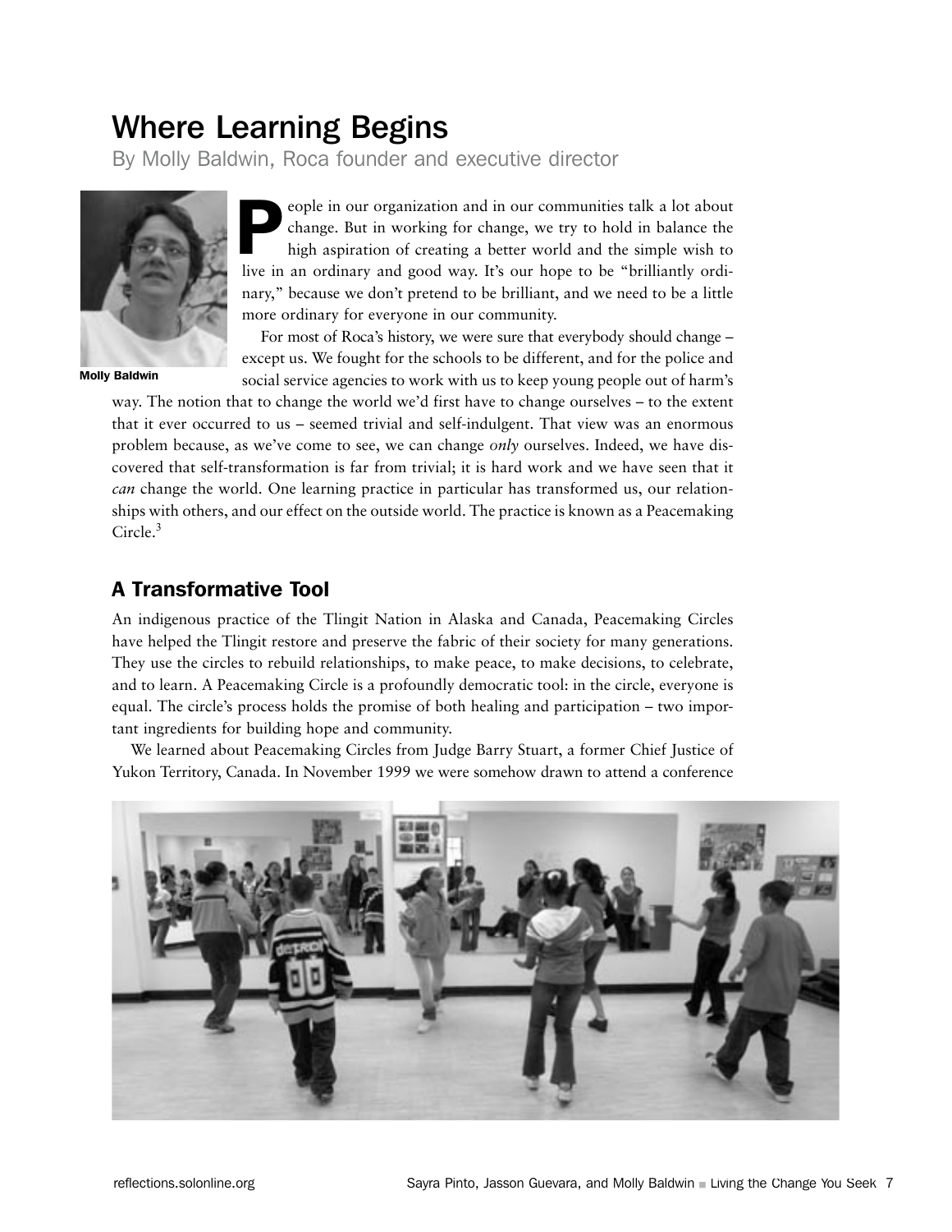# Where Learning Begins

By Molly Baldwin, Roca founder and executive director

Molly Baldwin

People in our organization and in our communities talk a lot about change. But in working for change, we try to hold in balance the high aspiration of creating a better world and the simple wish to live in an ordinary and good way. It's our hope to be "brilliantly ordinary," because we don't pretend to be brilliant, and we need to be a little more ordinary for everyone in our community.

For most of Roca's history, we were sure that everybody should change – except us. We fought for the schools to be different, and for the police and social service agencies to work with us to keep young people out of harm's way. The notion that to change the world we'd first have to change ourselves – to the extent that it ever occurred to us – seemed trivial and self-indulgent. That view was an enormous problem because, as we've come to see, we can change *only* ourselves. Indeed, we have discovered that self-transformation is far from trivial; it is hard work and we have seen that it *can* change the world. One learning practice in particular has transformed us, our relationships with others, and our effect on the outside world. The practice is known as a Peacemaking Circle.[3]

## A Transformative Tool

An indigenous practice of the Tlingit Nation in Alaska and Canada, Peacemaking Circles have helped the Tlingit restore and preserve the fabric of their society for many generations. They use the circles to rebuild relationships, to make peace, to make decisions, to celebrate, and to learn. A Peacemaking Circle is a profoundly democratic tool: in the circle, everyone is equal. The circle's process holds the promise of both healing and participation – two important ingredients for building hope and community.

We learned about Peacemaking Circles from Judge Barry Stuart, a former Chief Justice of Yukon Territory, Canada. In November 1999 we were somehow drawn to attend a conference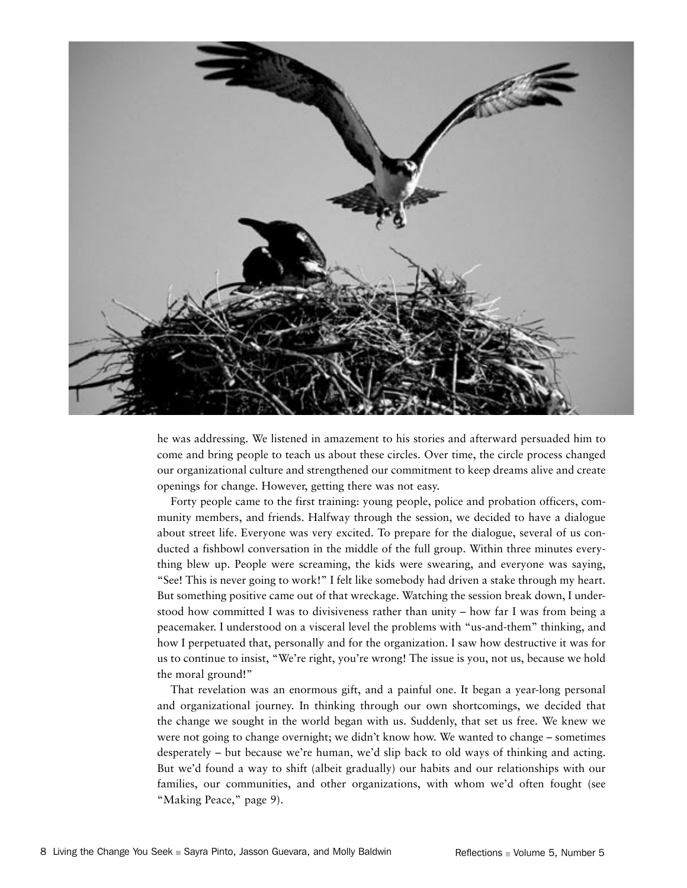he was addressing. We listened in amazement to his stories and afterward persuaded him to come and bring people to teach us about these circles. Over time, the circle process changed our organizational culture and strengthened our commitment to keep dreams alive and create openings for change. However, getting there was not easy.

Forty people came to the first training: young people, police and probation officers, community members, and friends. Halfway through the session, we decided to have a dialogue about street life. Everyone was very excited. To prepare for the dialogue, several of us conducted a fishbowl conversation in the middle of the full group. Within three minutes everything blew up. People were screaming, the kids were swearing, and everyone was saying, "See! This is never going to work!" I felt like somebody had driven a stake through my heart. But something positive came out of that wreckage. Watching the session break down, I understood how committed I was to divisiveness rather than unity – how far I was from being a peacemaker. I understood on a visceral level the problems with "us-and-them" thinking, and how I perpetuated that, personally and for the organization. I saw how destructive it was for us to continue to insist, "We're right, you're wrong! The issue is you, not us, because we hold the moral ground!"

That revelation was an enormous gift, and a painful one. It began a year-long personal and organizational journey. In thinking through our own shortcomings, we decided that the change we sought in the world began with us. Suddenly, that set us free. We knew we were not going to change overnight; we didn't know how. We wanted to change – sometimes desperately – but because we're human, we'd slip back to old ways of thinking and acting. But we'd found a way to shift (albeit gradually) our habits and our relationships with our families, our communities, and other organizations, with whom we'd often fought (see "Making Peace," page 9).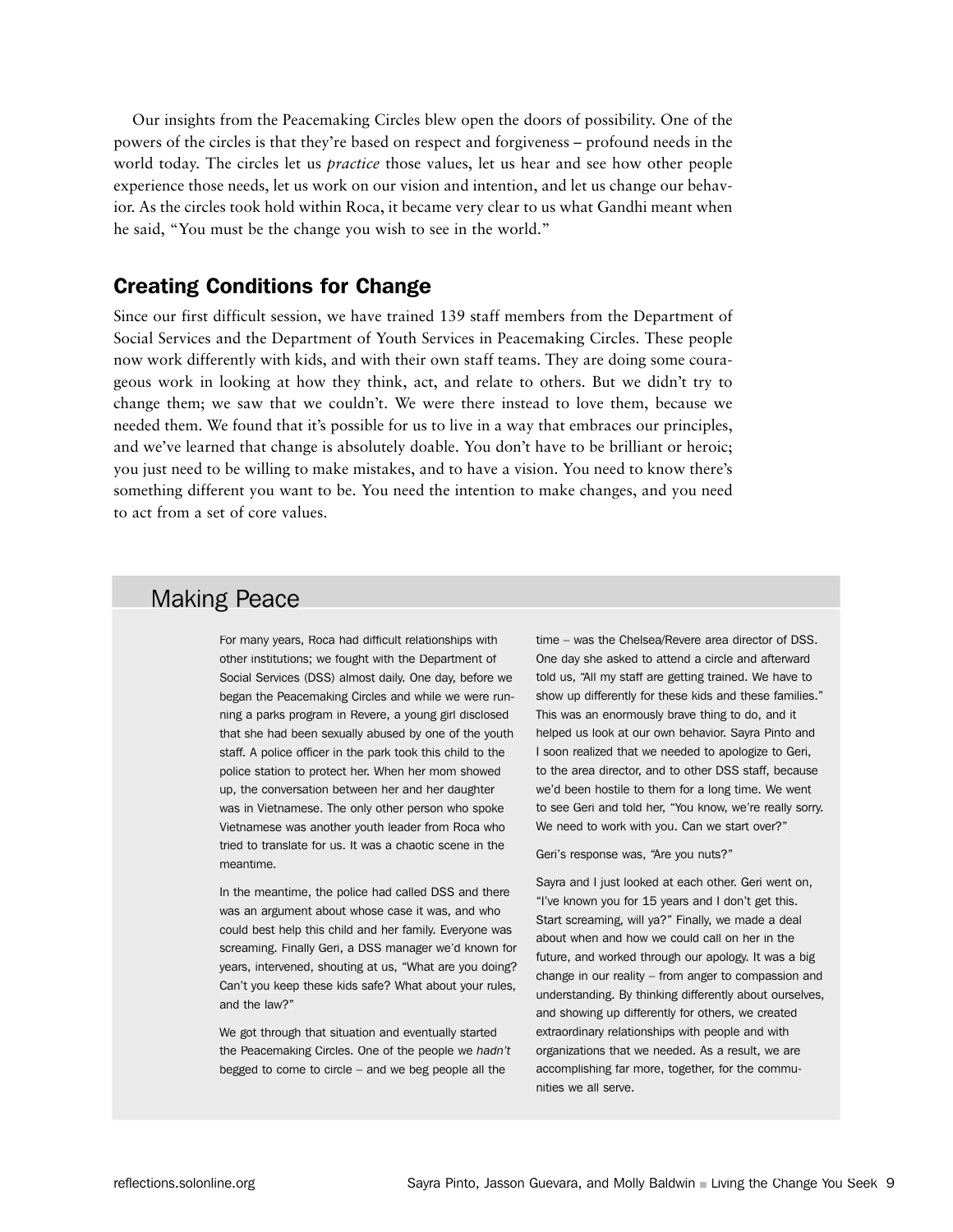Our insights from the Peacemaking Circles blew open the doors of possibility. One of the powers of the circles is that they're based on respect and forgiveness – profound needs in the world today. The circles let us *practice* those values, let us hear and see how other people experience those needs, let us work on our vision and intention, and let us change our behavior. As the circles took hold within Roca, it became very clear to us what Gandhi meant when he said, "You must be the change you wish to see in the world."

## Creating Conditions for Change

Since our first difficult session, we have trained 139 staff members from the Department of Social Services and the Department of Youth Services in Peacemaking Circles. These people now work differently with kids, and with their own staff teams. They are doing some courageous work in looking at how they think, act, and relate to others. But we didn't try to change them; we saw that we couldn't. We were there instead to love them, because we needed them. We found that it's possible for us to live in a way that embraces our principles, and we've learned that change is absolutely doable. You don't have to be brilliant or heroic; you just need to be willing to make mistakes, and to have a vision. You need to know there's something different you want to be. You need the intention to make changes, and you need to act from a set of core values.

### Making Peace

For many years, Roca had difficult relationships with other institutions; we fought with the Department of Social Services (DSS) almost daily. One day, before we began the Peacemaking Circles and while we were running a parks program in Revere, a young girl disclosed that she had been sexually abused by one of the youth staff. A police officer in the park took this child to the police station to protect her. When her mom showed up, the conversation between her and her daughter was in Vietnamese. The only other person who spoke Vietnamese was another youth leader from Roca who tried to translate for us. It was a chaotic scene in the meantime.

In the meantime, the police had called DSS and there was an argument about whose case it was, and who could best help this child and her family. Everyone was screaming. Finally Geri, a DSS manager we'd known for years, intervened, shouting at us, "What are you doing? Can't you keep these kids safe? What about your rules, and the law?"

We got through that situation and eventually started the Peacemaking Circles. One of the people we *hadn't* begged to come to circle – and we beg people all the time – was the Chelsea/Revere area director of DSS. One day she asked to attend a circle and afterward told us, "All my staff are getting trained. We have to show up differently for these kids and these families." This was an enormously brave thing to do, and it helped us look at our own behavior. Sayra Pinto and I soon realized that we needed to apologize to Geri, to the area director, and to other DSS staff, because we'd been hostile to them for a long time. We went to see Geri and told her, "You know, we're really sorry. We need to work with you. Can we start over?"

Geri's response was, "Are you nuts?"

Sayra and I just looked at each other. Geri went on, "I've known you for 15 years and I don't get this. Start screaming, will ya?" Finally, we made a deal about when and how we could call on her in the future, and worked through our apology. It was a big change in our reality – from anger to compassion and understanding. By thinking differently about ourselves, and showing up differently for others, we created extraordinary relationships with people and with organizations that we needed. As a result, we are accomplishing far more, together, for the communities we all serve.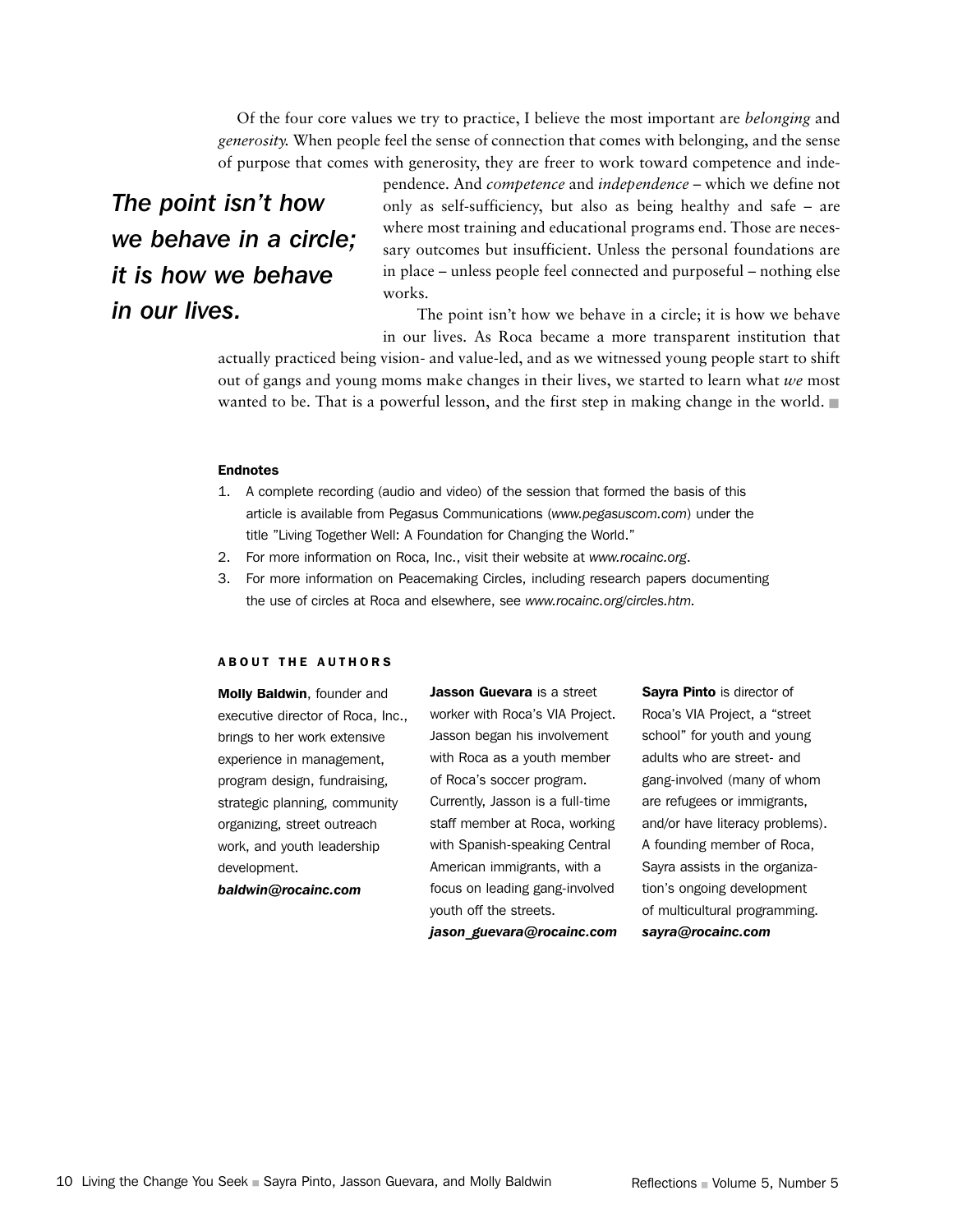Of the four core values we try to practice, I believe the most important are *belonging* and *generosity.* When people feel the sense of connection that comes with belonging, and the sense of purpose that comes with generosity, they are freer to work toward competence and independence. And *competence* and *independence* – which we define not only as self-sufficiency, but also as being healthy and safe – are where most training and educational programs end. Those are necessary outcomes but insufficient. Unless the personal foundations are in place – unless people feel connected and purposeful – nothing else works.

*The point isn't how we behave in a circle; it is how we behave in our lives.*

The point isn't how we behave in a circle; it is how we behave in our lives. As Roca became a more transparent institution that actually practiced being vision- and value-led, and as we witnessed young people start to shift out of gangs and young moms make changes in their lives, we started to learn what *we* most wanted to be. That is a powerful lesson, and the first step in making change in the world. ■

#### Endnotes

1. A complete recording (audio and video) of the session that formed the basis of this article is available from Pegasus Communications (*www.pegasuscom.com*) under the title "Living Together Well: A Foundation for Changing the World."
2. For more information on Roca, Inc., visit their website at *www.rocainc.org*.
3. For more information on Peacemaking Circles, including research papers documenting the use of circles at Roca and elsewhere, see *www.rocainc.org/circles.htm.*

#### ABOUT THE AUTHORS

**Molly Baldwin**, founder and executive director of Roca, Inc., brings to her work extensive experience in management, program design, fundraising, strategic planning, community organizing, street outreach work, and youth leadership development.
***baldwin@rocainc.com***

**Jasson Guevara** is a street worker with Roca's VIA Project. Jasson began his involvement with Roca as a youth member of Roca's soccer program. Currently, Jasson is a full-time staff member at Roca, working with Spanish-speaking Central American immigrants, with a focus on leading gang-involved youth off the streets.
***jason_guevara@rocainc.com***

**Sayra Pinto** is director of Roca's VIA Project, a "street school" for youth and young adults who are street- and gang-involved (many of whom are refugees or immigrants, and/or have literacy problems). A founding member of Roca, Sayra assists in the organization's ongoing development of multicultural programming.
***sayra@rocainc.com***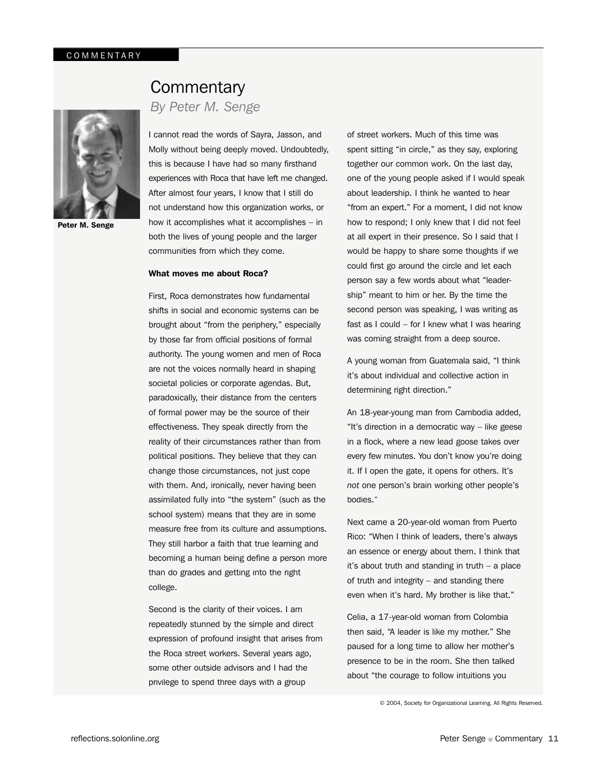COMMENTARY

# Commentary

*By Peter M. Senge*

Peter M. Senge

I cannot read the words of Sayra, Jasson, and Molly without being deeply moved. Undoubtedly, this is because I have had so many firsthand experiences with Roca that have left me changed. After almost four years, I know that I still do not understand how this organization works, or how it accomplishes what it accomplishes – in both the lives of young people and the larger communities from which they come.

**What moves me about Roca?**

First, Roca demonstrates how fundamental shifts in social and economic systems can be brought about "from the periphery," especially by those far from official positions of formal authority. The young women and men of Roca are not the voices normally heard in shaping societal policies or corporate agendas. But, paradoxically, their distance from the centers of formal power may be the source of their effectiveness. They speak directly from the reality of their circumstances rather than from political positions. They believe that they can change those circumstances, not just cope with them. And, ironically, never having been assimilated fully into "the system" (such as the school system) means that they are in some measure free from its culture and assumptions. They still harbor a faith that true learning and becoming a human being define a person more than do grades and getting into the right college.

Second is the clarity of their voices. I am repeatedly stunned by the simple and direct expression of profound insight that arises from the Roca street workers. Several years ago, some other outside advisors and I had the privilege to spend three days with a group of street workers. Much of this time was spent sitting "in circle," as they say, exploring together our common work. On the last day, one of the young people asked if I would speak about leadership. I think he wanted to hear "from an expert." For a moment, I did not know how to respond; I only knew that I did not feel at all expert in their presence. So I said that I would be happy to share some thoughts if we could first go around the circle and let each person say a few words about what "leadership" meant to him or her. By the time the second person was speaking, I was writing as fast as I could – for I knew what I was hearing was coming straight from a deep source.

A young woman from Guatemala said, "I think it's about individual and collective action in determining right direction."

An 18-year-young man from Cambodia added, "It's direction in a democratic way – like geese in a flock, where a new lead goose takes over every few minutes. You don't know you're doing it. If I open the gate, it opens for others. It's *not* one person's brain working other people's bodies."

Next came a 20-year-old woman from Puerto Rico: "When I think of leaders, there's always an essence or energy about them. I think that it's about truth and standing in truth – a place of truth and integrity – and standing there even when it's hard. My brother is like that."

Celia, a 17-year-old woman from Colombia then said, "A leader is like my mother." She paused for a long time to allow her mother's presence to be in the room. She then talked about "the courage to follow intuitions you

© 2004, Society for Organizational Learning. All Rights Reserved.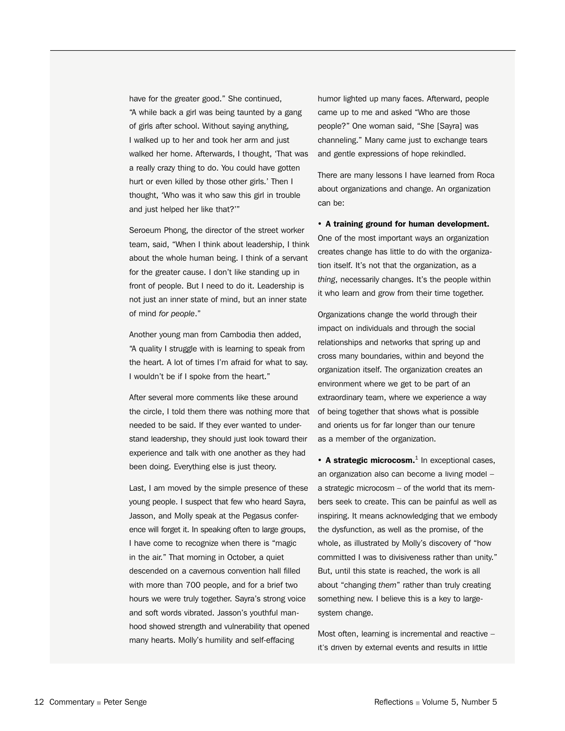have for the greater good." She continued, "A while back a girl was being taunted by a gang of girls after school. Without saying anything, I walked up to her and took her arm and just walked her home. Afterwards, I thought, 'That was a really crazy thing to do. You could have gotten hurt or even killed by those other girls.' Then I thought, 'Who was it who saw this girl in trouble and just helped her like that?'"

Seroeum Phong, the director of the street worker team, said, "When I think about leadership, I think about the whole human being. I think of a servant for the greater cause. I don't like standing up in front of people. But I need to do it. Leadership is not just an inner state of mind, but an inner state of mind *for people*."

Another young man from Cambodia then added, "A quality I struggle with is learning to speak from the heart. A lot of times I'm afraid for what to say. I wouldn't be if I spoke from the heart."

After several more comments like these around the circle, I told them there was nothing more that needed to be said. If they ever wanted to understand leadership, they should just look toward their experience and talk with one another as they had been doing. Everything else is just theory.

Last, I am moved by the simple presence of these young people. I suspect that few who heard Sayra, Jasson, and Molly speak at the Pegasus conference will forget it. In speaking often to large groups, I have come to recognize when there is "magic in the air." That morning in October, a quiet descended on a cavernous convention hall filled with more than 700 people, and for a brief two hours we were truly together. Sayra's strong voice and soft words vibrated. Jasson's youthful manhood showed strength and vulnerability that opened many hearts. Molly's humility and self-effacing humor lighted up many faces. Afterward, people came up to me and asked "Who are those people?" One woman said, "She [Sayra] was channeling." Many came just to exchange tears and gentle expressions of hope rekindled.

There are many lessons I have learned from Roca about organizations and change. An organization can be:

- **A training ground for human development.** One of the most important ways an organization creates change has little to do with the organization itself. It's not that the organization, as a *thing*, necessarily changes. It's the people within it who learn and grow from their time together.

Organizations change the world through their impact on individuals and through the social relationships and networks that spring up and cross many boundaries, within and beyond the organization itself. The organization creates an environment where we get to be part of an extraordinary team, where we experience a way of being together that shows what is possible and orients us for far longer than our tenure as a member of the organization.

- **A strategic microcosm.**[1] In exceptional cases, an organization also can become a living model – a strategic microcosm – of the world that its members seek to create. This can be painful as well as inspiring. It means acknowledging that we embody the dysfunction, as well as the promise, of the whole, as illustrated by Molly's discovery of "how committed I was to divisiveness rather than unity." But, until this state is reached, the work is all about "changing *them*" rather than truly creating something new. I believe this is a key to large-system change.

Most often, learning is incremental and reactive – it's driven by external events and results in little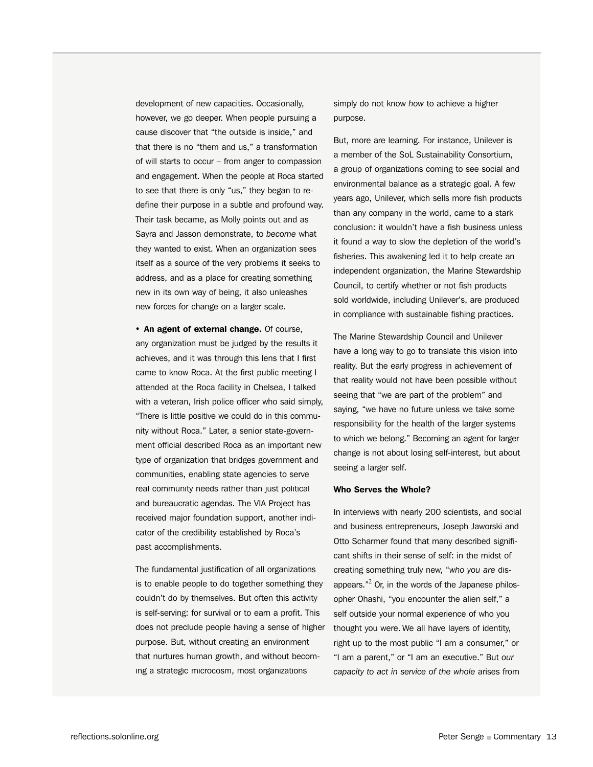development of new capacities. Occasionally, however, we go deeper. When people pursuing a cause discover that "the outside is inside," and that there is no "them and us," a transformation of will starts to occur – from anger to compassion and engagement. When the people at Roca started to see that there is only "us," they began to redefine their purpose in a subtle and profound way. Their task became, as Molly points out and as Sayra and Jasson demonstrate, to *become* what they wanted to exist. When an organization sees itself as a source of the very problems it seeks to address, and as a place for creating something new in its own way of being, it also unleashes new forces for change on a larger scale.

• **An agent of external change.** Of course, any organization must be judged by the results it achieves, and it was through this lens that I first came to know Roca. At the first public meeting I attended at the Roca facility in Chelsea, I talked with a veteran, Irish police officer who said simply, "There is little positive we could do in this community without Roca." Later, a senior state-government official described Roca as an important new type of organization that bridges government and communities, enabling state agencies to serve real community needs rather than just political and bureaucratic agendas. The VIA Project has received major foundation support, another indicator of the credibility established by Roca's past accomplishments.

The fundamental justification of all organizations is to enable people to do together something they couldn't do by themselves. But often this activity is self-serving: for survival or to earn a profit. This does not preclude people having a sense of higher purpose. But, without creating an environment that nurtures human growth, and without becoming a strategic microcosm, most organizations simply do not know *how* to achieve a higher purpose.

But, more are learning. For instance, Unilever is a member of the SoL Sustainability Consortium, a group of organizations coming to see social and environmental balance as a strategic goal. A few years ago, Unilever, which sells more fish products than any company in the world, came to a stark conclusion: it wouldn't have a fish business unless it found a way to slow the depletion of the world's fisheries. This awakening led it to help create an independent organization, the Marine Stewardship Council, to certify whether or not fish products sold worldwide, including Unilever's, are produced in compliance with sustainable fishing practices.

The Marine Stewardship Council and Unilever have a long way to go to translate this vision into reality. But the early progress in achievement of that reality would not have been possible without seeing that "we are part of the problem" and saying, "we have no future unless we take some responsibility for the health of the larger systems to which we belong." Becoming an agent for larger change is not about losing self-interest, but about seeing a larger self.

### Who Serves the Whole?

In interviews with nearly 200 scientists, and social and business entrepreneurs, Joseph Jaworski and Otto Scharmer found that many described significant shifts in their sense of self: in the midst of creating something truly new, "*who you are* disappears."[2] Or, in the words of the Japanese philosopher Ohashi, "you encounter the alien self," a self outside your normal experience of who you thought you were. We all have layers of identity, right up to the most public "I am a consumer," or "I am a parent," or "I am an executive." But *our capacity to act in service of the whole* arises from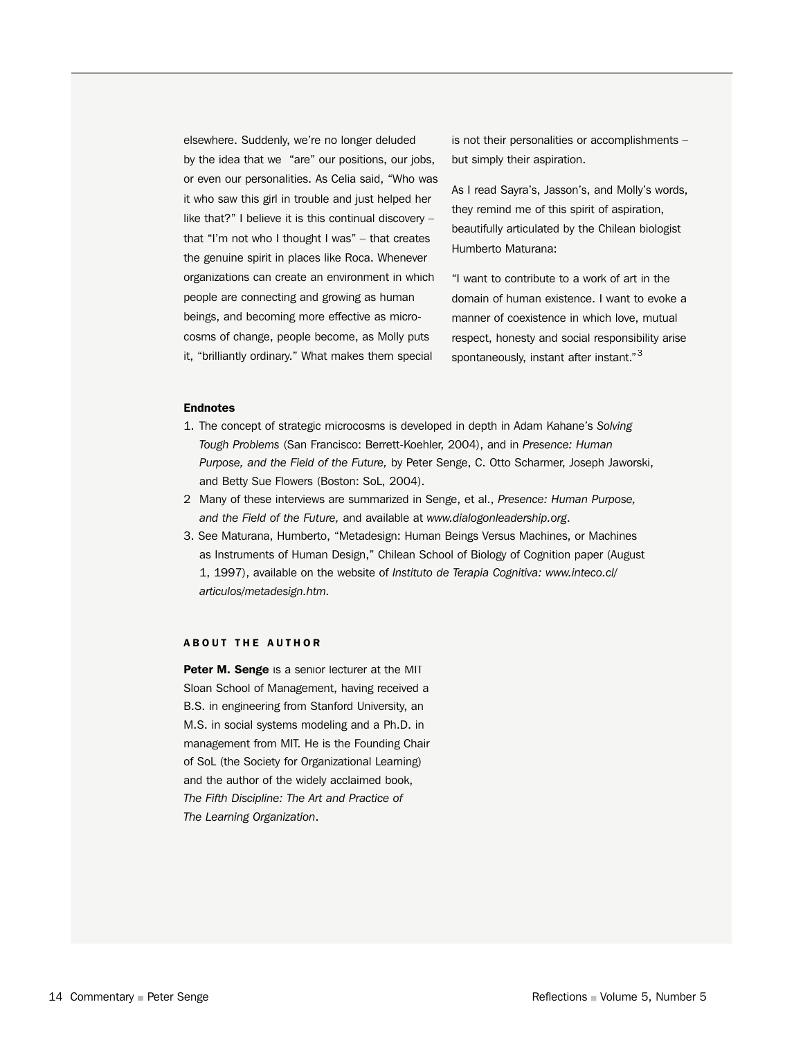elsewhere. Suddenly, we're no longer deluded by the idea that we "are" our positions, our jobs, or even our personalities. As Celia said, "Who was it who saw this girl in trouble and just helped her like that?" I believe it is this continual discovery – that "I'm not who I thought I was" – that creates the genuine spirit in places like Roca. Whenever organizations can create an environment in which people are connecting and growing as human beings, and becoming more effective as microcosms of change, people become, as Molly puts it, "brilliantly ordinary." What makes them special is not their personalities or accomplishments – but simply their aspiration.

As I read Sayra's, Jasson's, and Molly's words, they remind me of this spirit of aspiration, beautifully articulated by the Chilean biologist Humberto Maturana:

"I want to contribute to a work of art in the domain of human existence. I want to evoke a manner of coexistence in which love, mutual respect, honesty and social responsibility arise spontaneously, instant after instant."[3]

**Endnotes**

1. The concept of strategic microcosms is developed in depth in Adam Kahane's *Solving Tough Problems* (San Francisco: Berrett-Koehler, 2004), and in *Presence: Human Purpose, and the Field of the Future,* by Peter Senge, C. Otto Scharmer, Joseph Jaworski, and Betty Sue Flowers (Boston: SoL, 2004).
2. Many of these interviews are summarized in Senge, et al., *Presence: Human Purpose, and the Field of the Future,* and available at *www.dialogonleadership.org*.
3. See Maturana, Humberto, "Metadesign: Human Beings Versus Machines, or Machines as Instruments of Human Design," Chilean School of Biology of Cognition paper (August 1, 1997), available on the website of *Instituto de Terapia Cognitiva: www.inteco.cl/articulos/metadesign.htm.*

## ABOUT THE AUTHOR

**Peter M. Senge** is a senior lecturer at the MIT Sloan School of Management, having received a B.S. in engineering from Stanford University, an M.S. in social systems modeling and a Ph.D. in management from MIT. He is the Founding Chair of SoL (the Society for Organizational Learning) and the author of the widely acclaimed book, *The Fifth Discipline: The Art and Practice of The Learning Organization*.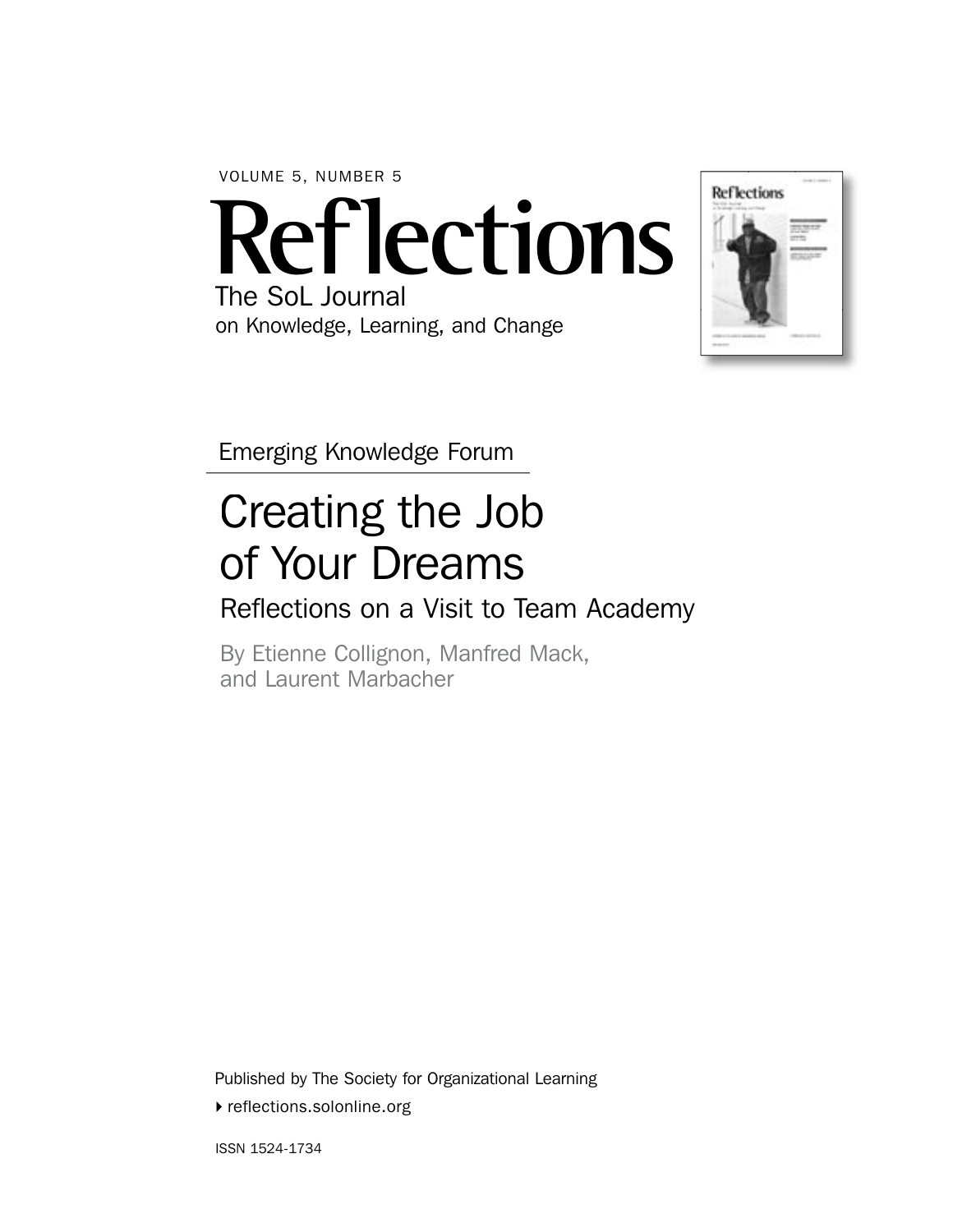VOLUME 5, NUMBER 5

# Reflections

The SoL Journal
on Knowledge, Learning, and Change

Emerging Knowledge Forum

## Creating the Job of Your Dreams

### Reflections on a Visit to Team Academy

By Etienne Collignon, Manfred Mack, and Laurent Marbacher

Published by The Society for Organizational Learning

reflections.solonline.org

ISSN 1524-1734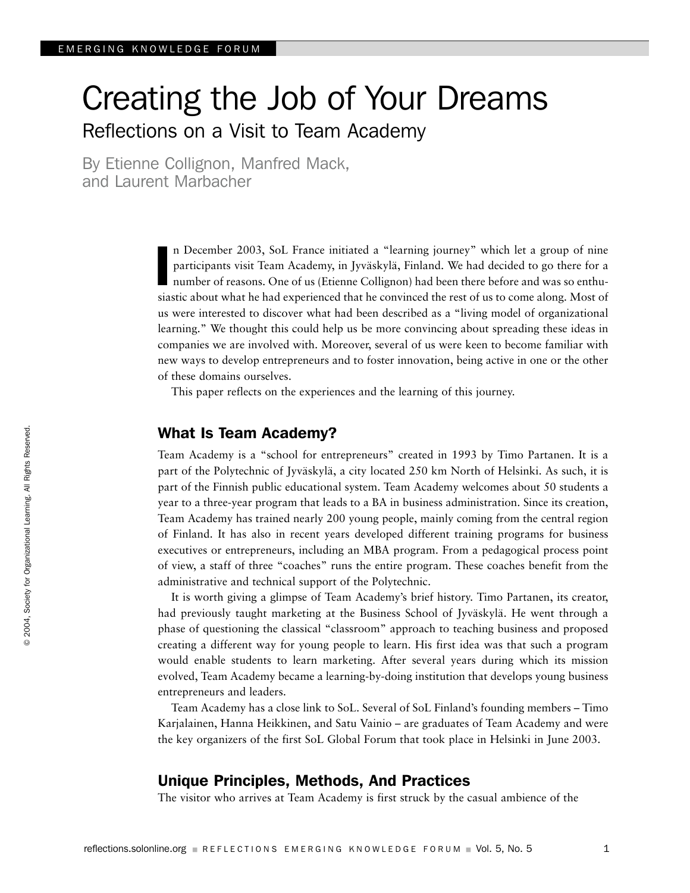# Creating the Job of Your Dreams

## Reflections on a Visit to Team Academy

By Etienne Collignon, Manfred Mack, and Laurent Marbacher

In December 2003, SoL France initiated a "learning journey" which let a group of nine participants visit Team Academy, in Jyväskylä, Finland. We had decided to go there for a number of reasons. One of us (Etienne Collignon) had been there before and was so enthusiastic about what he had experienced that he convinced the rest of us to come along. Most of us were interested to discover what had been described as a "living model of organizational learning." We thought this could help us be more convincing about spreading these ideas in companies we are involved with. Moreover, several of us were keen to become familiar with new ways to develop entrepreneurs and to foster innovation, being active in one or the other of these domains ourselves.

This paper reflects on the experiences and the learning of this journey.

## What Is Team Academy?

Team Academy is a "school for entrepreneurs" created in 1993 by Timo Partanen. It is a part of the Polytechnic of Jyväskylä, a city located 250 km North of Helsinki. As such, it is part of the Finnish public educational system. Team Academy welcomes about 50 students a year to a three-year program that leads to a BA in business administration. Since its creation, Team Academy has trained nearly 200 young people, mainly coming from the central region of Finland. It has also in recent years developed different training programs for business executives or entrepreneurs, including an MBA program. From a pedagogical process point of view, a staff of three "coaches" runs the entire program. These coaches benefit from the administrative and technical support of the Polytechnic.

It is worth giving a glimpse of Team Academy's brief history. Timo Partanen, its creator, had previously taught marketing at the Business School of Jyväskylä. He went through a phase of questioning the classical "classroom" approach to teaching business and proposed creating a different way for young people to learn. His first idea was that such a program would enable students to learn marketing. After several years during which its mission evolved, Team Academy became a learning-by-doing institution that develops young business entrepreneurs and leaders.

Team Academy has a close link to SoL. Several of SoL Finland's founding members – Timo Karjalainen, Hanna Heikkinen, and Satu Vainio – are graduates of Team Academy and were the key organizers of the first SoL Global Forum that took place in Helsinki in June 2003.

## Unique Principles, Methods, And Practices

The visitor who arrives at Team Academy is first struck by the casual ambience of the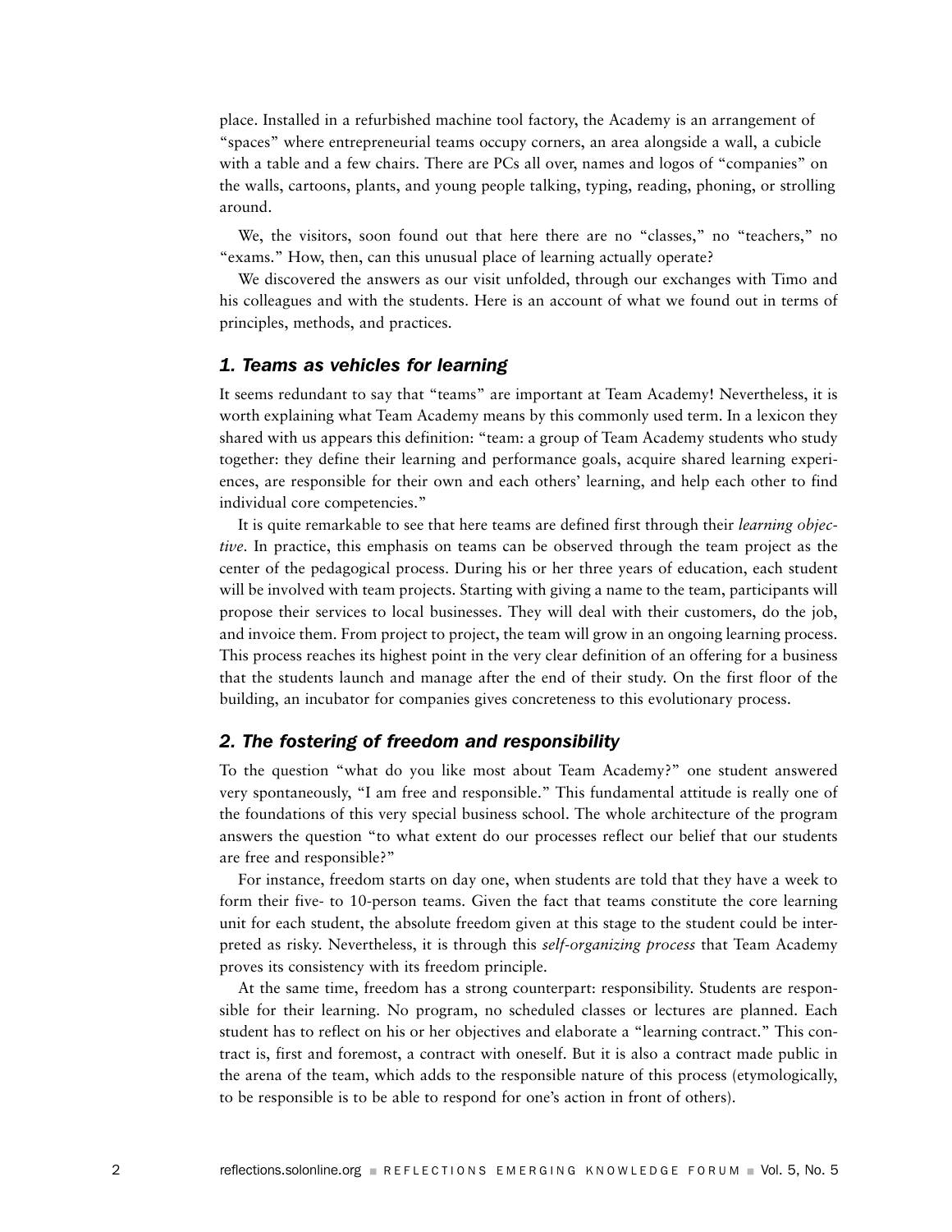place. Installed in a refurbished machine tool factory, the Academy is an arrangement of "spaces" where entrepreneurial teams occupy corners, an area alongside a wall, a cubicle with a table and a few chairs. There are PCs all over, names and logos of "companies" on the walls, cartoons, plants, and young people talking, typing, reading, phoning, or strolling around.

We, the visitors, soon found out that here there are no "classes," no "teachers," no "exams." How, then, can this unusual place of learning actually operate?

We discovered the answers as our visit unfolded, through our exchanges with Timo and his colleagues and with the students. Here is an account of what we found out in terms of principles, methods, and practices.

### *1. Teams as vehicles for learning*

It seems redundant to say that "teams" are important at Team Academy! Nevertheless, it is worth explaining what Team Academy means by this commonly used term. In a lexicon they shared with us appears this definition: "team: a group of Team Academy students who study together: they define their learning and performance goals, acquire shared learning experiences, are responsible for their own and each others' learning, and help each other to find individual core competencies."

It is quite remarkable to see that here teams are defined first through their *learning objective*. In practice, this emphasis on teams can be observed through the team project as the center of the pedagogical process. During his or her three years of education, each student will be involved with team projects. Starting with giving a name to the team, participants will propose their services to local businesses. They will deal with their customers, do the job, and invoice them. From project to project, the team will grow in an ongoing learning process. This process reaches its highest point in the very clear definition of an offering for a business that the students launch and manage after the end of their study. On the first floor of the building, an incubator for companies gives concreteness to this evolutionary process.

### *2. The fostering of freedom and responsibility*

To the question "what do you like most about Team Academy?" one student answered very spontaneously, "I am free and responsible." This fundamental attitude is really one of the foundations of this very special business school. The whole architecture of the program answers the question "to what extent do our processes reflect our belief that our students are free and responsible?"

For instance, freedom starts on day one, when students are told that they have a week to form their five- to 10-person teams. Given the fact that teams constitute the core learning unit for each student, the absolute freedom given at this stage to the student could be interpreted as risky. Nevertheless, it is through this *self-organizing process* that Team Academy proves its consistency with its freedom principle.

At the same time, freedom has a strong counterpart: responsibility. Students are responsible for their learning. No program, no scheduled classes or lectures are planned. Each student has to reflect on his or her objectives and elaborate a "learning contract." This contract is, first and foremost, a contract with oneself. But it is also a contract made public in the arena of the team, which adds to the responsible nature of this process (etymologically, to be responsible is to be able to respond for one's action in front of others).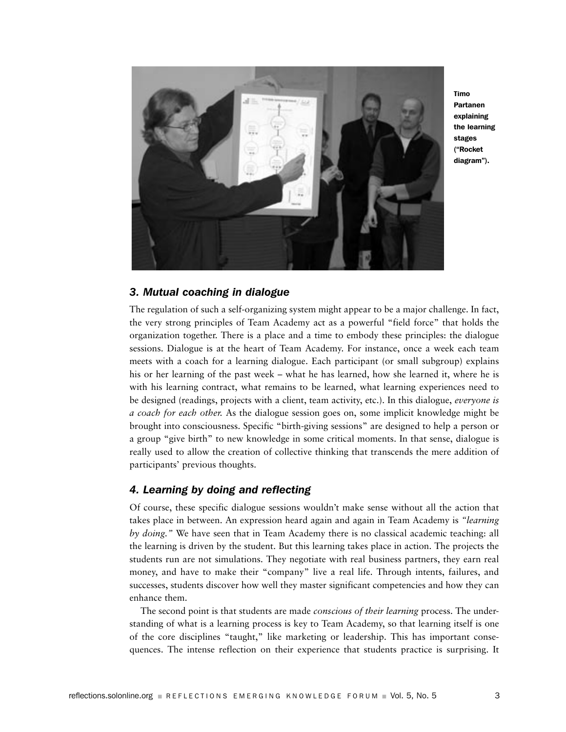Timo Partanen explaining the learning stages ("Rocket diagram").

### *3. Mutual coaching in dialogue*

The regulation of such a self-organizing system might appear to be a major challenge. In fact, the very strong principles of Team Academy act as a powerful "field force" that holds the organization together. There is a place and a time to embody these principles: the dialogue sessions. Dialogue is at the heart of Team Academy. For instance, once a week each team meets with a coach for a learning dialogue. Each participant (or small subgroup) explains his or her learning of the past week – what he has learned, how she learned it, where he is with his learning contract, what remains to be learned, what learning experiences need to be designed (readings, projects with a client, team activity, etc.). In this dialogue, *everyone is a coach for each other.* As the dialogue session goes on, some implicit knowledge might be brought into consciousness. Specific "birth-giving sessions" are designed to help a person or a group "give birth" to new knowledge in some critical moments. In that sense, dialogue is really used to allow the creation of collective thinking that transcends the mere addition of participants' previous thoughts.

### *4. Learning by doing and reflecting*

Of course, these specific dialogue sessions wouldn't make sense without all the action that takes place in between. An expression heard again and again in Team Academy is *"learning by doing."* We have seen that in Team Academy there is no classical academic teaching: all the learning is driven by the student. But this learning takes place in action. The projects the students run are not simulations. They negotiate with real business partners, they earn real money, and have to make their "company" live a real life. Through intents, failures, and successes, students discover how well they master significant competencies and how they can enhance them.

The second point is that students are made *conscious of their learning* process. The understanding of what is a learning process is key to Team Academy, so that learning itself is one of the core disciplines "taught," like marketing or leadership. This has important consequences. The intense reflection on their experience that students practice is surprising. It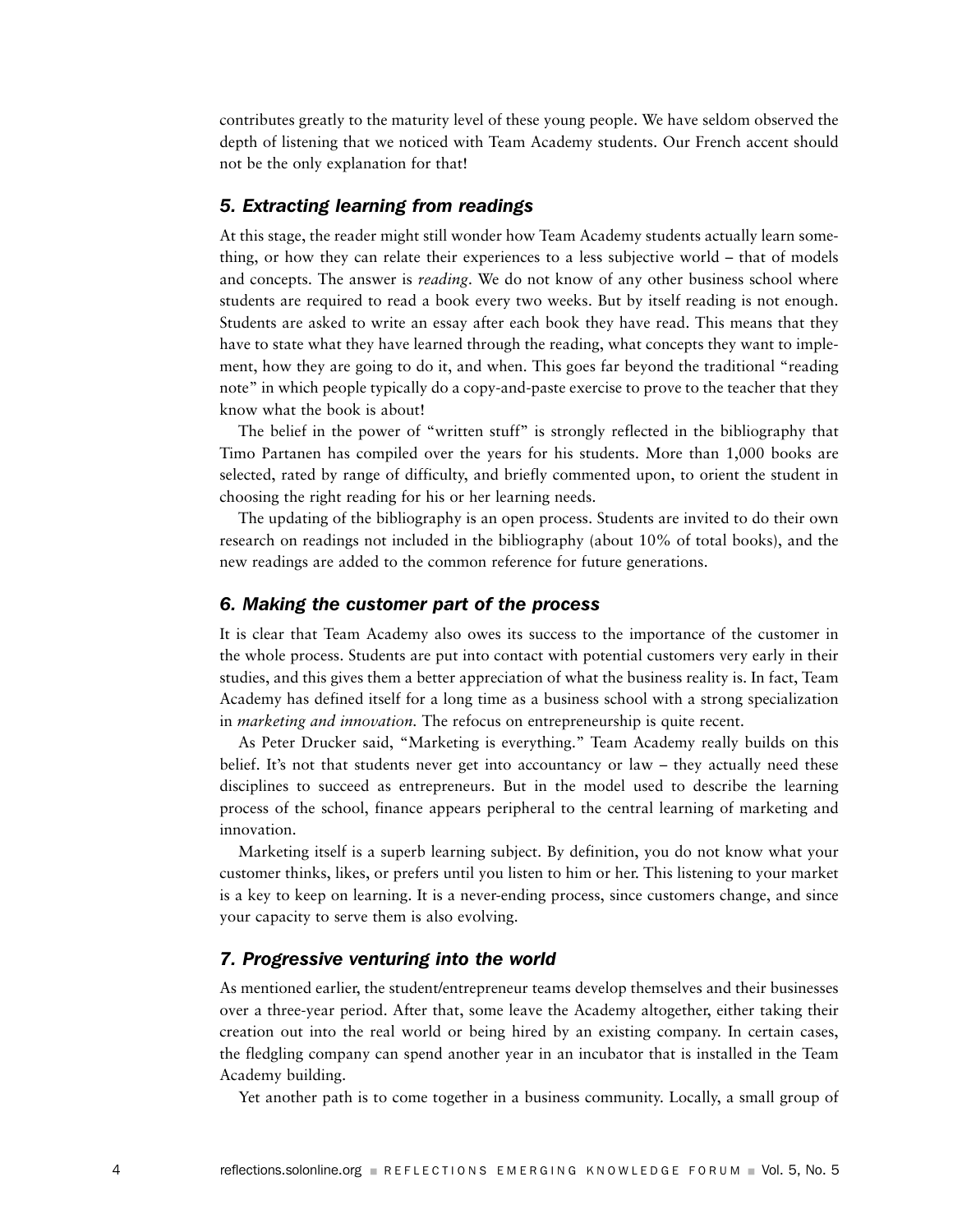contributes greatly to the maturity level of these young people. We have seldom observed the depth of listening that we noticed with Team Academy students. Our French accent should not be the only explanation for that!

### *5. Extracting learning from readings*

At this stage, the reader might still wonder how Team Academy students actually learn something, or how they can relate their experiences to a less subjective world – that of models and concepts. The answer is *reading*. We do not know of any other business school where students are required to read a book every two weeks. But by itself reading is not enough. Students are asked to write an essay after each book they have read. This means that they have to state what they have learned through the reading, what concepts they want to implement, how they are going to do it, and when. This goes far beyond the traditional "reading note" in which people typically do a copy-and-paste exercise to prove to the teacher that they know what the book is about!

The belief in the power of "written stuff" is strongly reflected in the bibliography that Timo Partanen has compiled over the years for his students. More than 1,000 books are selected, rated by range of difficulty, and briefly commented upon, to orient the student in choosing the right reading for his or her learning needs.

The updating of the bibliography is an open process. Students are invited to do their own research on readings not included in the bibliography (about 10% of total books), and the new readings are added to the common reference for future generations.

### *6. Making the customer part of the process*

It is clear that Team Academy also owes its success to the importance of the customer in the whole process. Students are put into contact with potential customers very early in their studies, and this gives them a better appreciation of what the business reality is. In fact, Team Academy has defined itself for a long time as a business school with a strong specialization in *marketing and innovation.* The refocus on entrepreneurship is quite recent.

As Peter Drucker said, "Marketing is everything." Team Academy really builds on this belief. It's not that students never get into accountancy or law – they actually need these disciplines to succeed as entrepreneurs. But in the model used to describe the learning process of the school, finance appears peripheral to the central learning of marketing and innovation.

Marketing itself is a superb learning subject. By definition, you do not know what your customer thinks, likes, or prefers until you listen to him or her. This listening to your market is a key to keep on learning. It is a never-ending process, since customers change, and since your capacity to serve them is also evolving.

### *7. Progressive venturing into the world*

As mentioned earlier, the student/entrepreneur teams develop themselves and their businesses over a three-year period. After that, some leave the Academy altogether, either taking their creation out into the real world or being hired by an existing company. In certain cases, the fledgling company can spend another year in an incubator that is installed in the Team Academy building.

Yet another path is to come together in a business community. Locally, a small group of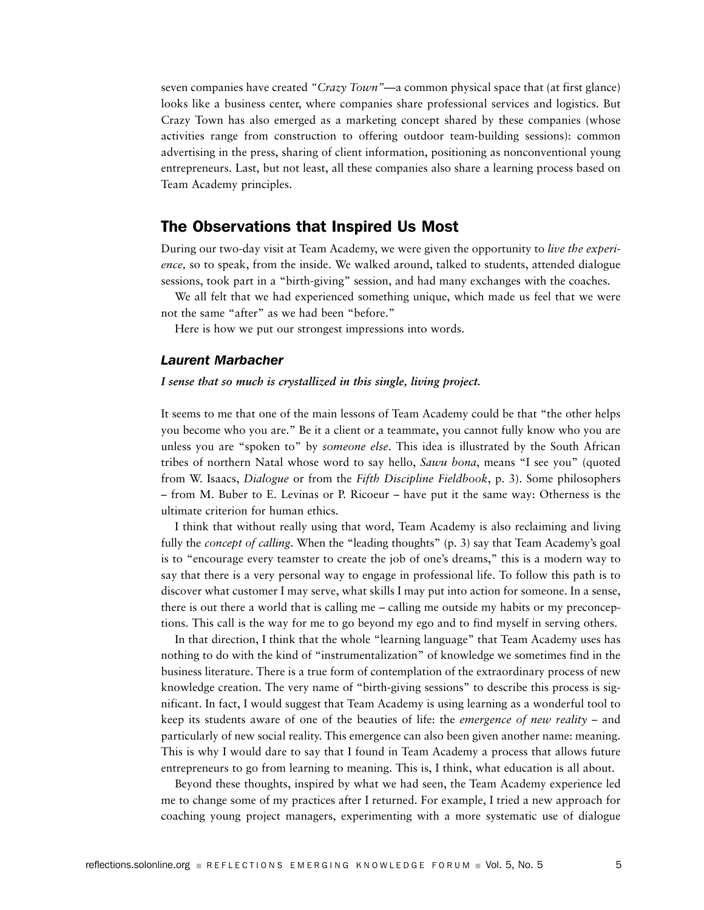seven companies have created *"Crazy Town"*—a common physical space that (at first glance) looks like a business center, where companies share professional services and logistics. But Crazy Town has also emerged as a marketing concept shared by these companies (whose activities range from construction to offering outdoor team-building sessions): common advertising in the press, sharing of client information, positioning as nonconventional young entrepreneurs. Last, but not least, all these companies also share a learning process based on Team Academy principles.

## The Observations that Inspired Us Most

During our two-day visit at Team Academy, we were given the opportunity to *live the experience,* so to speak, from the inside. We walked around, talked to students, attended dialogue sessions, took part in a "birth-giving" session, and had many exchanges with the coaches.

We all felt that we had experienced something unique, which made us feel that we were not the same "after" as we had been "before."

Here is how we put our strongest impressions into words.

### *Laurent Marbacher*

***I sense that so much is crystallized in this single, living project.***

It seems to me that one of the main lessons of Team Academy could be that "the other helps you become who you are." Be it a client or a teammate, you cannot fully know who you are unless you are "spoken to" by *someone else*. This idea is illustrated by the South African tribes of northern Natal whose word to say hello, *Sawu bona*, means "I see you" (quoted from W. Isaacs, *Dialogue* or from the *Fifth Discipline Fieldbook*, p. 3). Some philosophers – from M. Buber to E. Levinas or P. Ricoeur – have put it the same way: Otherness is the ultimate criterion for human ethics.

I think that without really using that word, Team Academy is also reclaiming and living fully the *concept of calling*. When the "leading thoughts" (p. 3) say that Team Academy's goal is to "encourage every teamster to create the job of one's dreams," this is a modern way to say that there is a very personal way to engage in professional life. To follow this path is to discover what customer I may serve, what skills I may put into action for someone. In a sense, there is out there a world that is calling me – calling me outside my habits or my preconceptions. This call is the way for me to go beyond my ego and to find myself in serving others.

In that direction, I think that the whole "learning language" that Team Academy uses has nothing to do with the kind of "instrumentalization" of knowledge we sometimes find in the business literature. There is a true form of contemplation of the extraordinary process of new knowledge creation. The very name of "birth-giving sessions" to describe this process is significant. In fact, I would suggest that Team Academy is using learning as a wonderful tool to keep its students aware of one of the beauties of life: the *emergence of new reality* – and particularly of new social reality. This emergence can also been given another name: meaning. This is why I would dare to say that I found in Team Academy a process that allows future entrepreneurs to go from learning to meaning. This is, I think, what education is all about.

Beyond these thoughts, inspired by what we had seen, the Team Academy experience led me to change some of my practices after I returned. For example, I tried a new approach for coaching young project managers, experimenting with a more systematic use of dialogue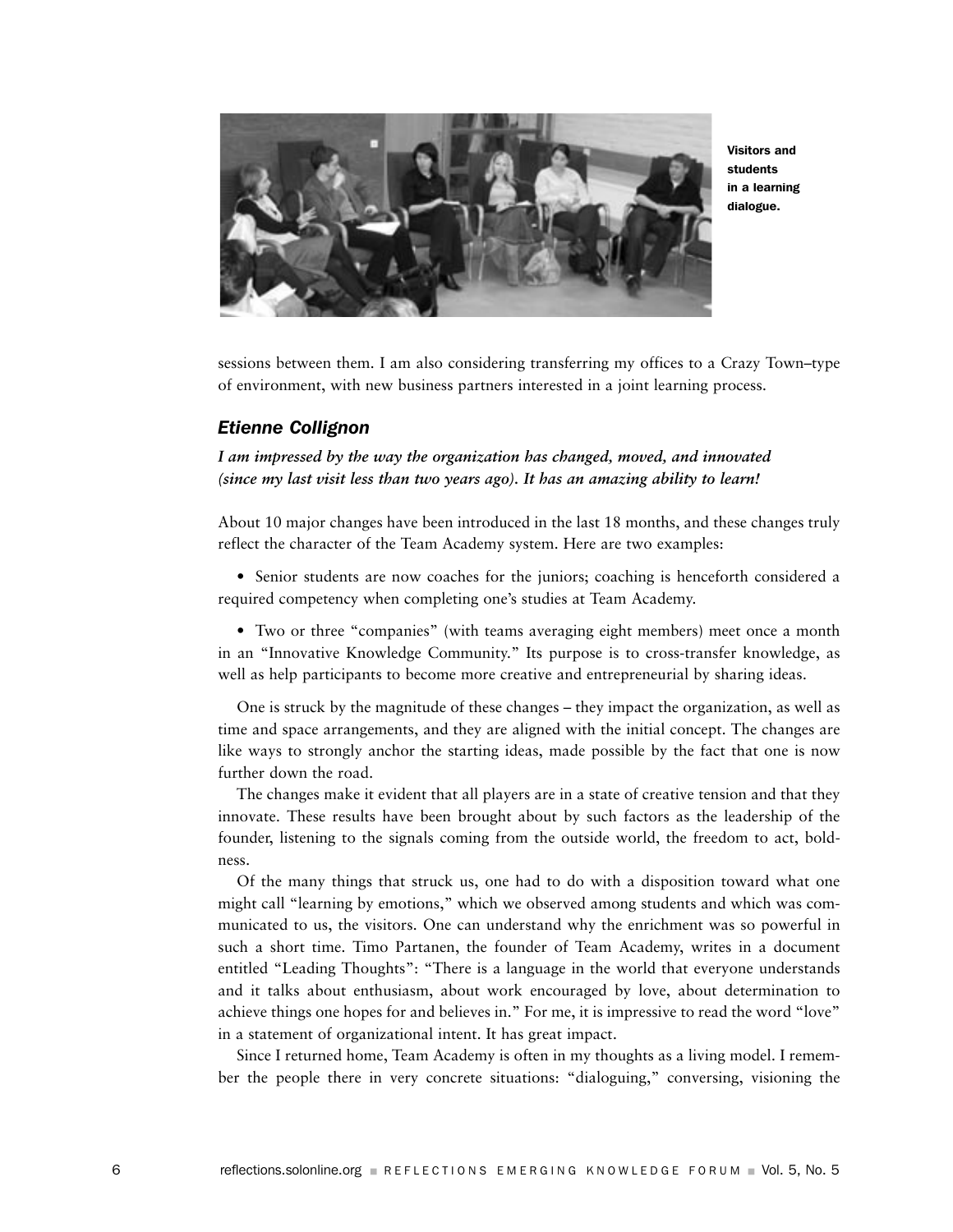Visitors and students in a learning dialogue.

sessions between them. I am also considering transferring my offices to a Crazy Town–type of environment, with new business partners interested in a joint learning process.

### Etienne Collignon

***I am impressed by the way the organization has changed, moved, and innovated (since my last visit less than two years ago). It has an amazing ability to learn!***

About 10 major changes have been introduced in the last 18 months, and these changes truly reflect the character of the Team Academy system. Here are two examples:

- Senior students are now coaches for the juniors; coaching is henceforth considered a required competency when completing one's studies at Team Academy.
- Two or three "companies" (with teams averaging eight members) meet once a month in an "Innovative Knowledge Community." Its purpose is to cross-transfer knowledge, as well as help participants to become more creative and entrepreneurial by sharing ideas.

One is struck by the magnitude of these changes – they impact the organization, as well as time and space arrangements, and they are aligned with the initial concept. The changes are like ways to strongly anchor the starting ideas, made possible by the fact that one is now further down the road.

The changes make it evident that all players are in a state of creative tension and that they innovate. These results have been brought about by such factors as the leadership of the founder, listening to the signals coming from the outside world, the freedom to act, boldness.

Of the many things that struck us, one had to do with a disposition toward what one might call "learning by emotions," which we observed among students and which was communicated to us, the visitors. One can understand why the enrichment was so powerful in such a short time. Timo Partanen, the founder of Team Academy, writes in a document entitled "Leading Thoughts": "There is a language in the world that everyone understands and it talks about enthusiasm, about work encouraged by love, about determination to achieve things one hopes for and believes in." For me, it is impressive to read the word "love" in a statement of organizational intent. It has great impact.

Since I returned home, Team Academy is often in my thoughts as a living model. I remember the people there in very concrete situations: "dialoguing," conversing, visioning the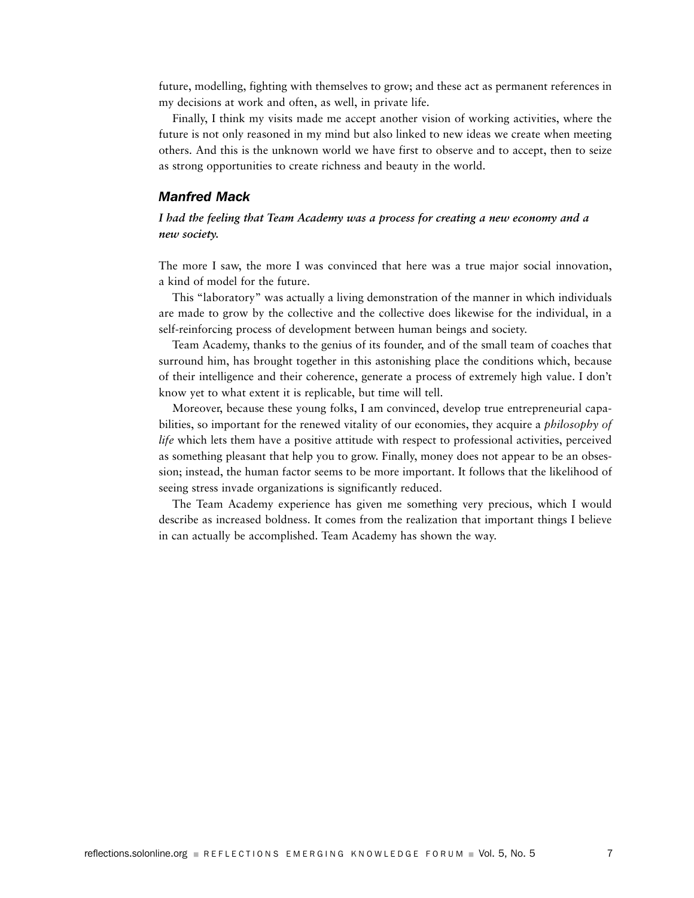future, modelling, fighting with themselves to grow; and these act as permanent references in my decisions at work and often, as well, in private life.

Finally, I think my visits made me accept another vision of working activities, where the future is not only reasoned in my mind but also linked to new ideas we create when meeting others. And this is the unknown world we have first to observe and to accept, then to seize as strong opportunities to create richness and beauty in the world.

### Manfred Mack

***I had the feeling that Team Academy was a process for creating a new economy and a new society.***

The more I saw, the more I was convinced that here was a true major social innovation, a kind of model for the future.

This "laboratory" was actually a living demonstration of the manner in which individuals are made to grow by the collective and the collective does likewise for the individual, in a self-reinforcing process of development between human beings and society.

Team Academy, thanks to the genius of its founder, and of the small team of coaches that surround him, has brought together in this astonishing place the conditions which, because of their intelligence and their coherence, generate a process of extremely high value. I don't know yet to what extent it is replicable, but time will tell.

Moreover, because these young folks, I am convinced, develop true entrepreneurial capabilities, so important for the renewed vitality of our economies, they acquire a *philosophy of life* which lets them have a positive attitude with respect to professional activities, perceived as something pleasant that help you to grow. Finally, money does not appear to be an obsession; instead, the human factor seems to be more important. It follows that the likelihood of seeing stress invade organizations is significantly reduced.

The Team Academy experience has given me something very precious, which I would describe as increased boldness. It comes from the realization that important things I believe in can actually be accomplished. Team Academy has shown the way.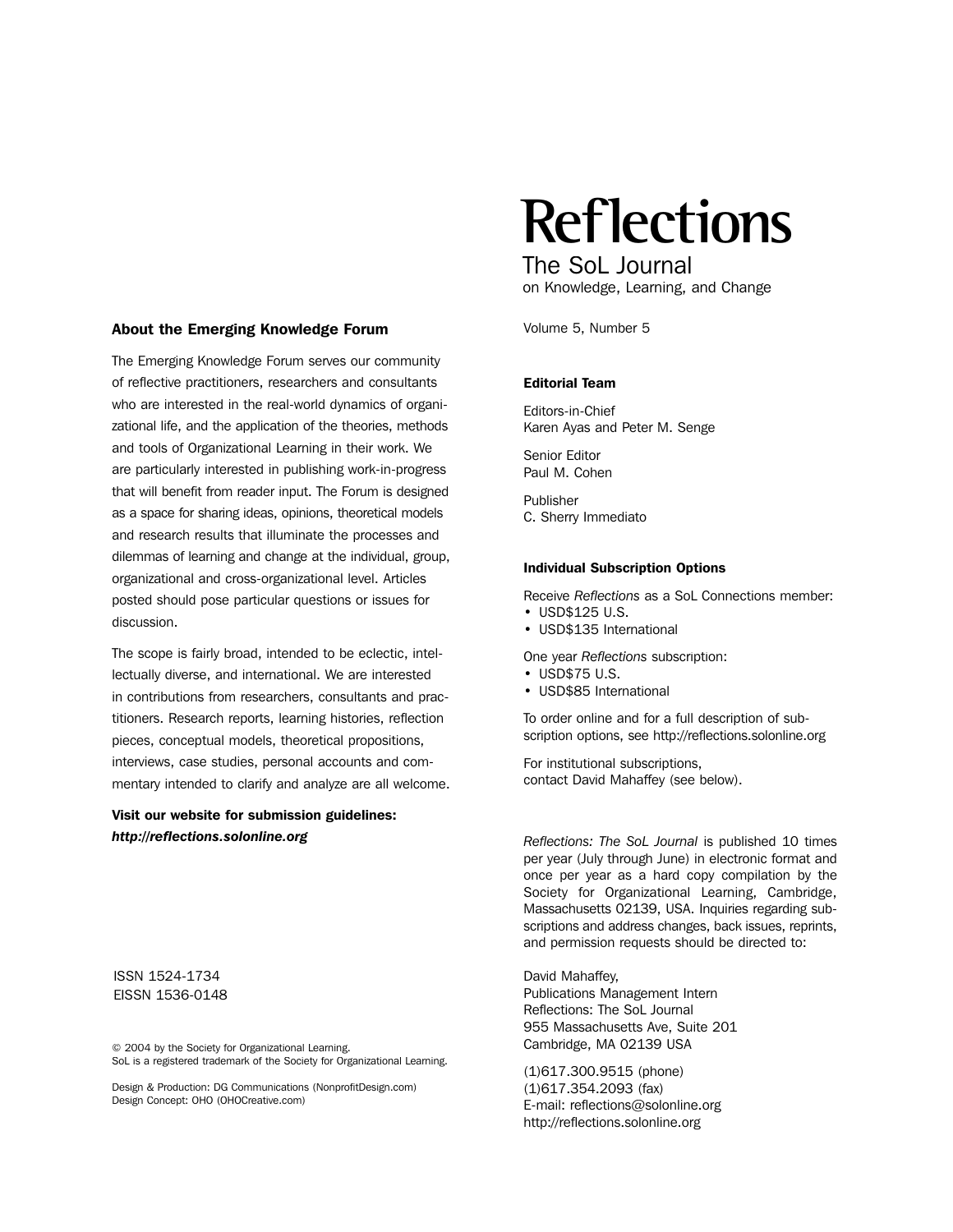## About the Emerging Knowledge Forum

The Emerging Knowledge Forum serves our community of reflective practitioners, researchers and consultants who are interested in the real-world dynamics of organizational life, and the application of the theories, methods and tools of Organizational Learning in their work. We are particularly interested in publishing work-in-progress that will benefit from reader input. The Forum is designed as a space for sharing ideas, opinions, theoretical models and research results that illuminate the processes and dilemmas of learning and change at the individual, group, organizational and cross-organizational level. Articles posted should pose particular questions or issues for discussion.

The scope is fairly broad, intended to be eclectic, intellectually diverse, and international. We are interested in contributions from researchers, consultants and practitioners. Research reports, learning histories, reflection pieces, conceptual models, theoretical propositions, interviews, case studies, personal accounts and commentary intended to clarify and analyze are all welcome.

**Visit our website for submission guidelines:** ***http://reflections.solonline.org***

ISSN 1524-1734
EISSN 1536-0148

© 2004 by the Society for Organizational Learning.
SoL is a registered trademark of the Society for Organizational Learning.

Design & Production: DG Communications (NonprofitDesign.com)
Design Concept: OHO (OHOCreative.com)

# Reflections

## The SoL Journal

on Knowledge, Learning, and Change

Volume 5, Number 5

### Editorial Team

Editors-in-Chief
Karen Ayas and Peter M. Senge

Senior Editor
Paul M. Cohen

Publisher
C. Sherry Immediato

### Individual Subscription Options

Receive *Reflections* as a SoL Connections member:

- USD$125 U.S.
- USD$135 International

One year *Reflections* subscription:

- USD$75 U.S.
- USD$85 International

To order online and for a full description of subscription options, see http://reflections.solonline.org

For institutional subscriptions, contact David Mahaffey (see below).

*Reflections: The SoL Journal* is published 10 times per year (July through June) in electronic format and once per year as a hard copy compilation by the Society for Organizational Learning, Cambridge, Massachusetts 02139, USA. Inquiries regarding subscriptions and address changes, back issues, reprints, and permission requests should be directed to:

David Mahaffey,
Publications Management Intern
Reflections: The SoL Journal
955 Massachusetts Ave, Suite 201
Cambridge, MA 02139 USA

(1)617.300.9515 (phone)
(1)617.354.2093 (fax)
E-mail: reflections@solonline.org
http://reflections.solonline.org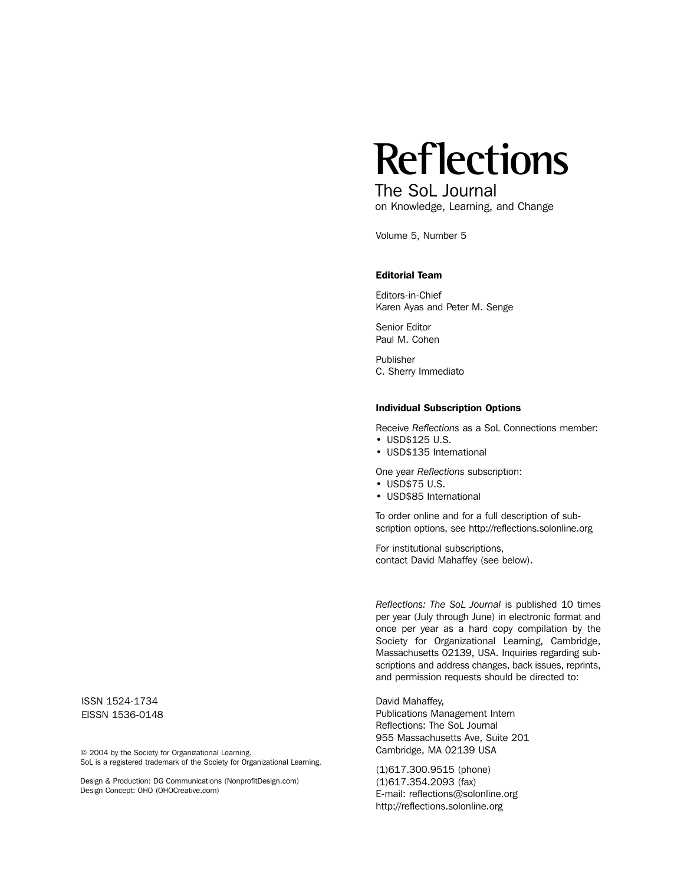# Reflections

## The SoL Journal

on Knowledge, Learning, and Change

Volume 5, Number 5

**Editorial Team**

Editors-in-Chief
Karen Ayas and Peter M. Senge

Senior Editor
Paul M. Cohen

Publisher
C. Sherry Immediato

**Individual Subscription Options**

Receive *Reflections* as a SoL Connections member:

- USD$125 U.S.
- USD$135 International

One year *Reflections* subscription:

- USD$75 U.S.
- USD$85 International

To order online and for a full description of subscription options, see http://reflections.solonline.org

For institutional subscriptions, contact David Mahaffey (see below).

*Reflections: The SoL Journal* is published 10 times per year (July through June) in electronic format and once per year as a hard copy compilation by the Society for Organizational Learning, Cambridge, Massachusetts 02139, USA. Inquiries regarding subscriptions and address changes, back issues, reprints, and permission requests should be directed to:

David Mahaffey,
Publications Management Intern
Reflections: The SoL Journal
955 Massachusetts Ave, Suite 201
Cambridge, MA 02139 USA

(1)617.300.9515 (phone)
(1)617.354.2093 (fax)
E-mail: reflections@solonline.org
http://reflections.solonline.org

ISSN 1524-1734
EISSN 1536-0148

© 2004 by the Society for Organizational Learning.
SoL is a registered trademark of the Society for Organizational Learning.

Design & Production: DG Communications (NonprofitDesign.com)
Design Concept: OHO (OHOCreative.com)